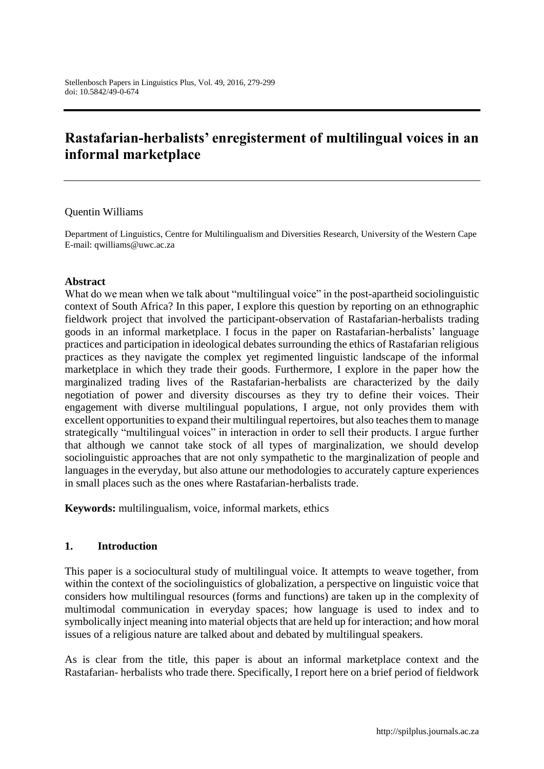# Rastafarian-herbalists' enregisterment of multilingual voices in an informal marketplace

Quentin Williams

Department of Linguistics, Centre for Multilingualism and Diversities Research, University of the Western Cape
E-mail: qwilliams@uwc.ac.za

## Abstract

What do we mean when we talk about "multilingual voice" in the post-apartheid sociolinguistic context of South Africa? In this paper, I explore this question by reporting on an ethnographic fieldwork project that involved the participant-observation of Rastafarian-herbalists trading goods in an informal marketplace. I focus in the paper on Rastafarian-herbalists' language practices and participation in ideological debates surrounding the ethics of Rastafarian religious practices as they navigate the complex yet regimented linguistic landscape of the informal marketplace in which they trade their goods. Furthermore, I explore in the paper how the marginalized trading lives of the Rastafarian-herbalists are characterized by the daily negotiation of power and diversity discourses as they try to define their voices. Their engagement with diverse multilingual populations, I argue, not only provides them with excellent opportunities to expand their multilingual repertoires, but also teaches them to manage strategically "multilingual voices" in interaction in order to sell their products. I argue further that although we cannot take stock of all types of marginalization, we should develop sociolinguistic approaches that are not only sympathetic to the marginalization of people and languages in the everyday, but also attune our methodologies to accurately capture experiences in small places such as the ones where Rastafarian-herbalists trade.

**Keywords:** multilingualism, voice, informal markets, ethics

## 1. Introduction

This paper is a sociocultural study of multilingual voice. It attempts to weave together, from within the context of the sociolinguistics of globalization, a perspective on linguistic voice that considers how multilingual resources (forms and functions) are taken up in the complexity of multimodal communication in everyday spaces; how language is used to index and to symbolically inject meaning into material objects that are held up for interaction; and how moral issues of a religious nature are talked about and debated by multilingual speakers.

As is clear from the title, this paper is about an informal marketplace context and the Rastafarian- herbalists who trade there. Specifically, I report here on a brief period of fieldwork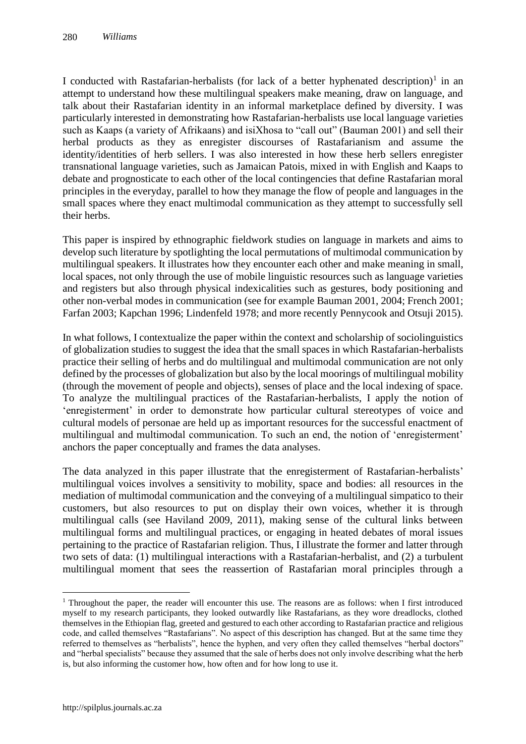I conducted with Rastafarian-herbalists (for lack of a better hyphenated description)[1] in an attempt to understand how these multilingual speakers make meaning, draw on language, and talk about their Rastafarian identity in an informal marketplace defined by diversity. I was particularly interested in demonstrating how Rastafarian-herbalists use local language varieties such as Kaaps (a variety of Afrikaans) and isiXhosa to "call out" (Bauman 2001) and sell their herbal products as they as enregister discourses of Rastafarianism and assume the identity/identities of herb sellers. I was also interested in how these herb sellers enregister transnational language varieties, such as Jamaican Patois, mixed in with English and Kaaps to debate and prognosticate to each other of the local contingencies that define Rastafarian moral principles in the everyday, parallel to how they manage the flow of people and languages in the small spaces where they enact multimodal communication as they attempt to successfully sell their herbs.

This paper is inspired by ethnographic fieldwork studies on language in markets and aims to develop such literature by spotlighting the local permutations of multimodal communication by multilingual speakers. It illustrates how they encounter each other and make meaning in small, local spaces, not only through the use of mobile linguistic resources such as language varieties and registers but also through physical indexicalities such as gestures, body positioning and other non-verbal modes in communication (see for example Bauman 2001, 2004; French 2001; Farfan 2003; Kapchan 1996; Lindenfeld 1978; and more recently Pennycook and Otsuji 2015).

In what follows, I contextualize the paper within the context and scholarship of sociolinguistics of globalization studies to suggest the idea that the small spaces in which Rastafarian-herbalists practice their selling of herbs and do multilingual and multimodal communication are not only defined by the processes of globalization but also by the local moorings of multilingual mobility (through the movement of people and objects), senses of place and the local indexing of space. To analyze the multilingual practices of the Rastafarian-herbalists, I apply the notion of 'enregisterment' in order to demonstrate how particular cultural stereotypes of voice and cultural models of personae are held up as important resources for the successful enactment of multilingual and multimodal communication. To such an end, the notion of 'enregisterment' anchors the paper conceptually and frames the data analyses.

The data analyzed in this paper illustrate that the enregisterment of Rastafarian-herbalists' multilingual voices involves a sensitivity to mobility, space and bodies: all resources in the mediation of multimodal communication and the conveying of a multilingual simpatico to their customers, but also resources to put on display their own voices, whether it is through multilingual calls (see Haviland 2009, 2011), making sense of the cultural links between multilingual forms and multilingual practices, or engaging in heated debates of moral issues pertaining to the practice of Rastafarian religion. Thus, I illustrate the former and latter through two sets of data: (1) multilingual interactions with a Rastafarian-herbalist, and (2) a turbulent multilingual moment that sees the reassertion of Rastafarian moral principles through a

[1] Throughout the paper, the reader will encounter this use. The reasons are as follows: when I first introduced myself to my research participants, they looked outwardly like Rastafarians, as they wore dreadlocks, clothed themselves in the Ethiopian flag, greeted and gestured to each other according to Rastafarian practice and religious code, and called themselves "Rastafarians". No aspect of this description has changed. But at the same time they referred to themselves as "herbalists", hence the hyphen, and very often they called themselves "herbal doctors" and "herbal specialists" because they assumed that the sale of herbs does not only involve describing what the herb is, but also informing the customer how, how often and for how long to use it.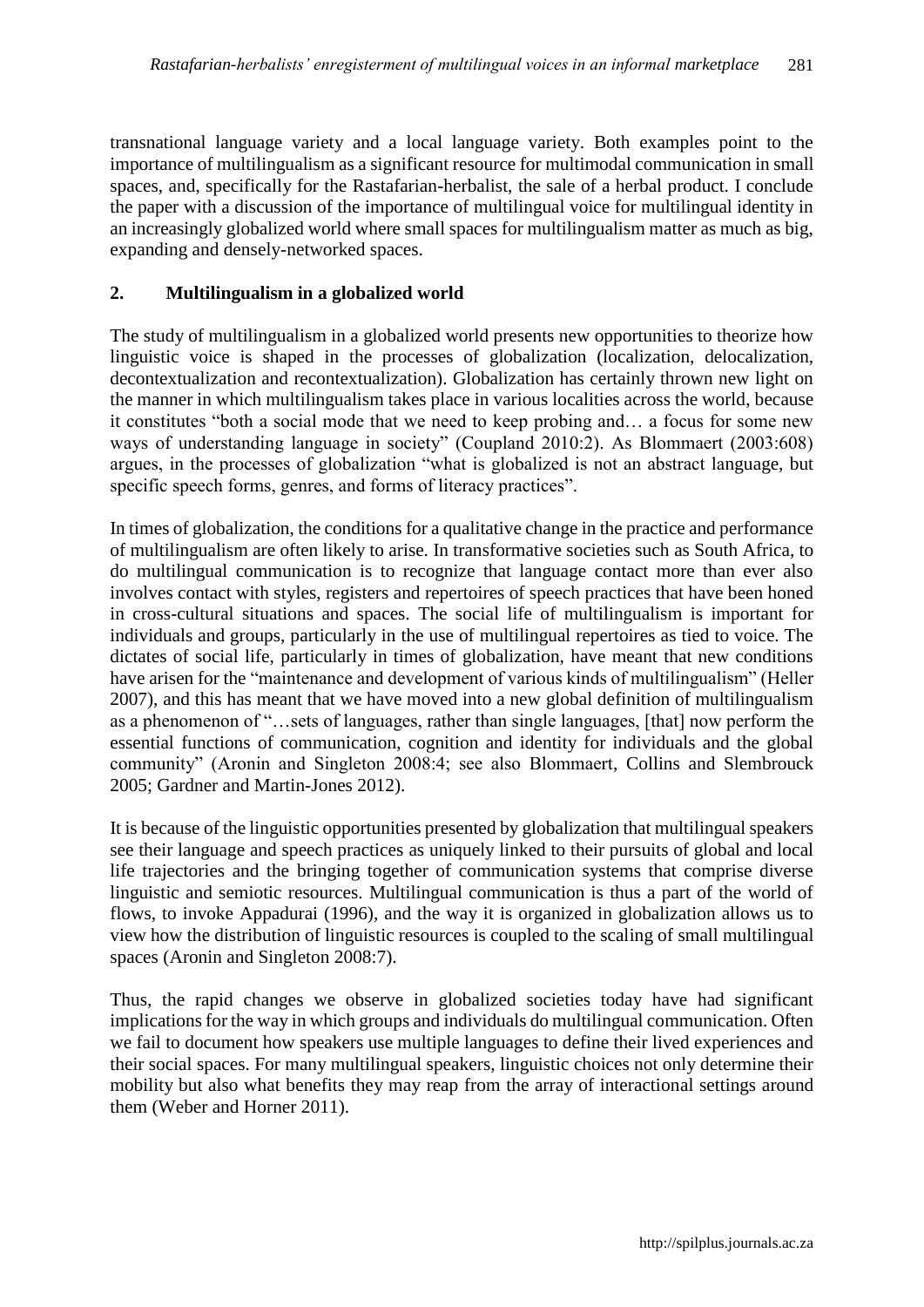transnational language variety and a local language variety. Both examples point to the importance of multilingualism as a significant resource for multimodal communication in small spaces, and, specifically for the Rastafarian-herbalist, the sale of a herbal product. I conclude the paper with a discussion of the importance of multilingual voice for multilingual identity in an increasingly globalized world where small spaces for multilingualism matter as much as big, expanding and densely-networked spaces.

## 2. Multilingualism in a globalized world

The study of multilingualism in a globalized world presents new opportunities to theorize how linguistic voice is shaped in the processes of globalization (localization, delocalization, decontextualization and recontextualization). Globalization has certainly thrown new light on the manner in which multilingualism takes place in various localities across the world, because it constitutes "both a social mode that we need to keep probing and… a focus for some new ways of understanding language in society" (Coupland 2010:2). As Blommaert (2003:608) argues, in the processes of globalization "what is globalized is not an abstract language, but specific speech forms, genres, and forms of literacy practices".

In times of globalization, the conditions for a qualitative change in the practice and performance of multilingualism are often likely to arise. In transformative societies such as South Africa, to do multilingual communication is to recognize that language contact more than ever also involves contact with styles, registers and repertoires of speech practices that have been honed in cross-cultural situations and spaces. The social life of multilingualism is important for individuals and groups, particularly in the use of multilingual repertoires as tied to voice. The dictates of social life, particularly in times of globalization, have meant that new conditions have arisen for the "maintenance and development of various kinds of multilingualism" (Heller 2007), and this has meant that we have moved into a new global definition of multilingualism as a phenomenon of "…sets of languages, rather than single languages, [that] now perform the essential functions of communication, cognition and identity for individuals and the global community" (Aronin and Singleton 2008:4; see also Blommaert, Collins and Slembrouck 2005; Gardner and Martin-Jones 2012).

It is because of the linguistic opportunities presented by globalization that multilingual speakers see their language and speech practices as uniquely linked to their pursuits of global and local life trajectories and the bringing together of communication systems that comprise diverse linguistic and semiotic resources. Multilingual communication is thus a part of the world of flows, to invoke Appadurai (1996), and the way it is organized in globalization allows us to view how the distribution of linguistic resources is coupled to the scaling of small multilingual spaces (Aronin and Singleton 2008:7).

Thus, the rapid changes we observe in globalized societies today have had significant implications for the way in which groups and individuals do multilingual communication. Often we fail to document how speakers use multiple languages to define their lived experiences and their social spaces. For many multilingual speakers, linguistic choices not only determine their mobility but also what benefits they may reap from the array of interactional settings around them (Weber and Horner 2011).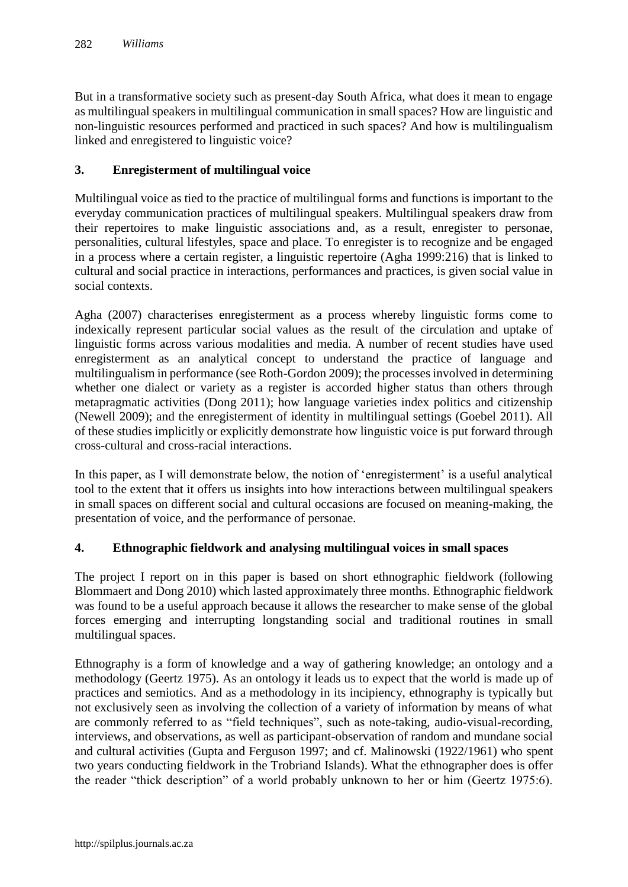But in a transformative society such as present-day South Africa, what does it mean to engage as multilingual speakers in multilingual communication in small spaces? How are linguistic and non-linguistic resources performed and practiced in such spaces? And how is multilingualism linked and enregistered to linguistic voice?

## 3. Enregisterment of multilingual voice

Multilingual voice as tied to the practice of multilingual forms and functions is important to the everyday communication practices of multilingual speakers. Multilingual speakers draw from their repertoires to make linguistic associations and, as a result, enregister to personae, personalities, cultural lifestyles, space and place. To enregister is to recognize and be engaged in a process where a certain register, a linguistic repertoire (Agha 1999:216) that is linked to cultural and social practice in interactions, performances and practices, is given social value in social contexts.

Agha (2007) characterises enregisterment as a process whereby linguistic forms come to indexically represent particular social values as the result of the circulation and uptake of linguistic forms across various modalities and media. A number of recent studies have used enregisterment as an analytical concept to understand the practice of language and multilingualism in performance (see Roth-Gordon 2009); the processes involved in determining whether one dialect or variety as a register is accorded higher status than others through metapragmatic activities (Dong 2011); how language varieties index politics and citizenship (Newell 2009); and the enregisterment of identity in multilingual settings (Goebel 2011). All of these studies implicitly or explicitly demonstrate how linguistic voice is put forward through cross-cultural and cross-racial interactions.

In this paper, as I will demonstrate below, the notion of 'enregisterment' is a useful analytical tool to the extent that it offers us insights into how interactions between multilingual speakers in small spaces on different social and cultural occasions are focused on meaning-making, the presentation of voice, and the performance of personae.

## 4. Ethnographic fieldwork and analysing multilingual voices in small spaces

The project I report on in this paper is based on short ethnographic fieldwork (following Blommaert and Dong 2010) which lasted approximately three months. Ethnographic fieldwork was found to be a useful approach because it allows the researcher to make sense of the global forces emerging and interrupting longstanding social and traditional routines in small multilingual spaces.

Ethnography is a form of knowledge and a way of gathering knowledge; an ontology and a methodology (Geertz 1975). As an ontology it leads us to expect that the world is made up of practices and semiotics. And as a methodology in its incipiency, ethnography is typically but not exclusively seen as involving the collection of a variety of information by means of what are commonly referred to as "field techniques", such as note-taking, audio-visual-recording, interviews, and observations, as well as participant-observation of random and mundane social and cultural activities (Gupta and Ferguson 1997; and cf. Malinowski (1922/1961) who spent two years conducting fieldwork in the Trobriand Islands). What the ethnographer does is offer the reader "thick description" of a world probably unknown to her or him (Geertz 1975:6).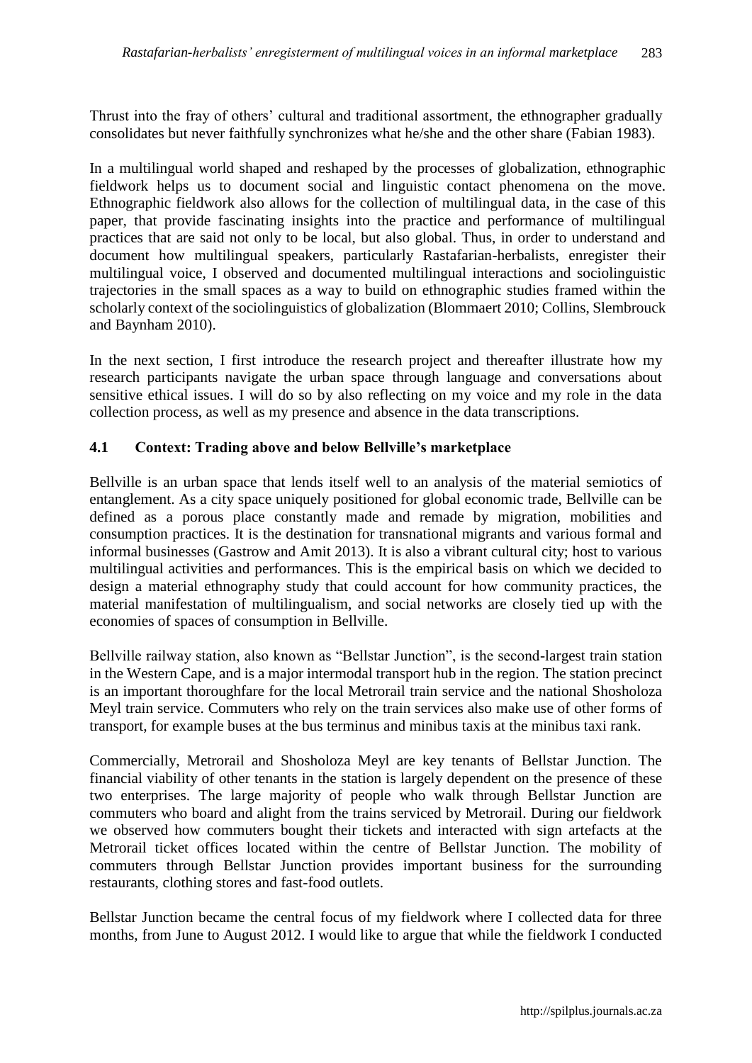Thrust into the fray of others' cultural and traditional assortment, the ethnographer gradually consolidates but never faithfully synchronizes what he/she and the other share (Fabian 1983).

In a multilingual world shaped and reshaped by the processes of globalization, ethnographic fieldwork helps us to document social and linguistic contact phenomena on the move. Ethnographic fieldwork also allows for the collection of multilingual data, in the case of this paper, that provide fascinating insights into the practice and performance of multilingual practices that are said not only to be local, but also global. Thus, in order to understand and document how multilingual speakers, particularly Rastafarian-herbalists, enregister their multilingual voice, I observed and documented multilingual interactions and sociolinguistic trajectories in the small spaces as a way to build on ethnographic studies framed within the scholarly context of the sociolinguistics of globalization (Blommaert 2010; Collins, Slembrouck and Baynham 2010).

In the next section, I first introduce the research project and thereafter illustrate how my research participants navigate the urban space through language and conversations about sensitive ethical issues. I will do so by also reflecting on my voice and my role in the data collection process, as well as my presence and absence in the data transcriptions.

### 4.1 Context: Trading above and below Bellville's marketplace

Bellville is an urban space that lends itself well to an analysis of the material semiotics of entanglement. As a city space uniquely positioned for global economic trade, Bellville can be defined as a porous place constantly made and remade by migration, mobilities and consumption practices. It is the destination for transnational migrants and various formal and informal businesses (Gastrow and Amit 2013). It is also a vibrant cultural city; host to various multilingual activities and performances. This is the empirical basis on which we decided to design a material ethnography study that could account for how community practices, the material manifestation of multilingualism, and social networks are closely tied up with the economies of spaces of consumption in Bellville.

Bellville railway station, also known as "Bellstar Junction", is the second-largest train station in the Western Cape, and is a major intermodal transport hub in the region. The station precinct is an important thoroughfare for the local Metrorail train service and the national Shosholoza Meyl train service. Commuters who rely on the train services also make use of other forms of transport, for example buses at the bus terminus and minibus taxis at the minibus taxi rank.

Commercially, Metrorail and Shosholoza Meyl are key tenants of Bellstar Junction. The financial viability of other tenants in the station is largely dependent on the presence of these two enterprises. The large majority of people who walk through Bellstar Junction are commuters who board and alight from the trains serviced by Metrorail. During our fieldwork we observed how commuters bought their tickets and interacted with sign artefacts at the Metrorail ticket offices located within the centre of Bellstar Junction. The mobility of commuters through Bellstar Junction provides important business for the surrounding restaurants, clothing stores and fast-food outlets.

Bellstar Junction became the central focus of my fieldwork where I collected data for three months, from June to August 2012. I would like to argue that while the fieldwork I conducted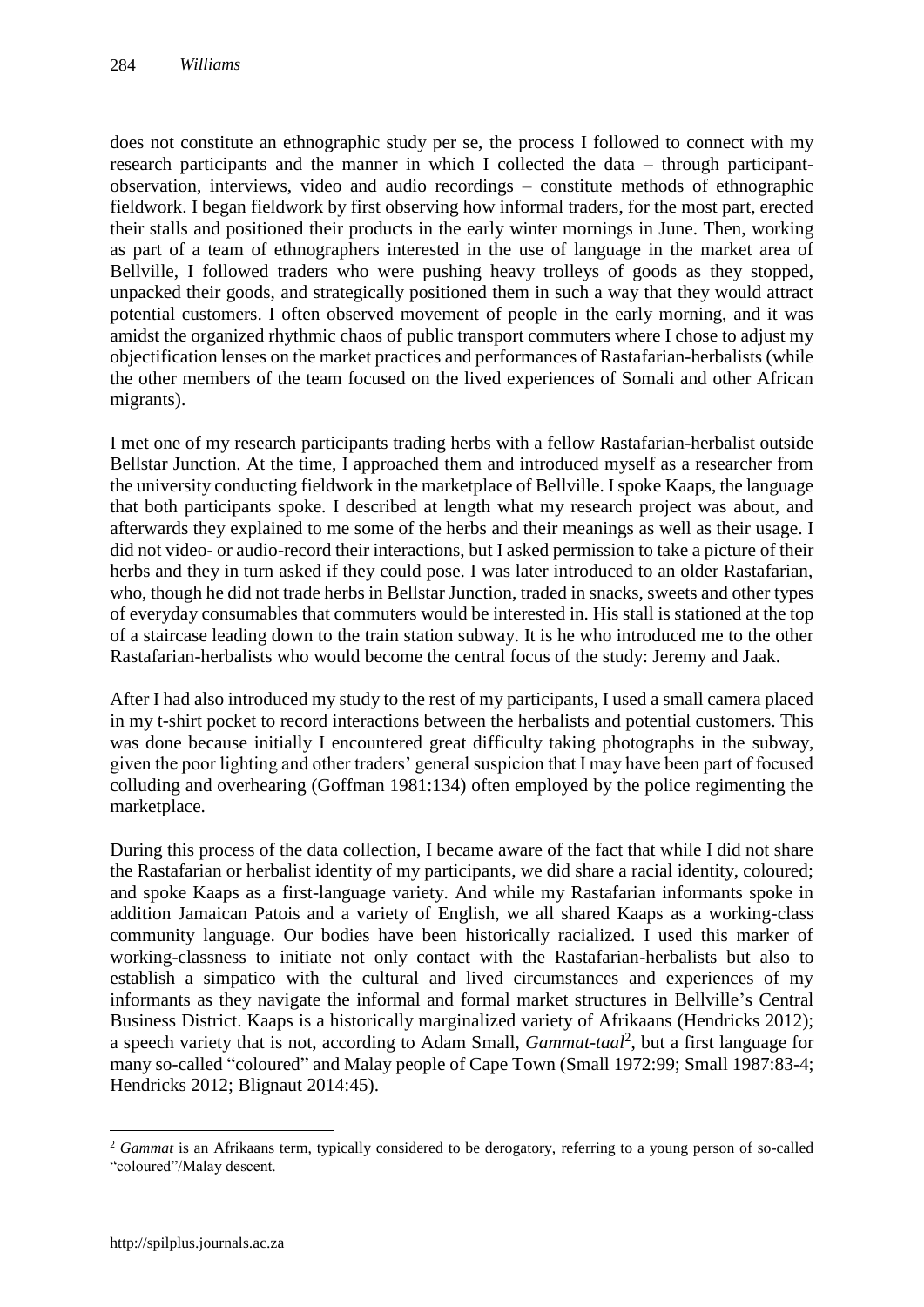does not constitute an ethnographic study per se, the process I followed to connect with my research participants and the manner in which I collected the data – through participant-observation, interviews, video and audio recordings – constitute methods of ethnographic fieldwork. I began fieldwork by first observing how informal traders, for the most part, erected their stalls and positioned their products in the early winter mornings in June. Then, working as part of a team of ethnographers interested in the use of language in the market area of Bellville, I followed traders who were pushing heavy trolleys of goods as they stopped, unpacked their goods, and strategically positioned them in such a way that they would attract potential customers. I often observed movement of people in the early morning, and it was amidst the organized rhythmic chaos of public transport commuters where I chose to adjust my objectification lenses on the market practices and performances of Rastafarian-herbalists (while the other members of the team focused on the lived experiences of Somali and other African migrants).

I met one of my research participants trading herbs with a fellow Rastafarian-herbalist outside Bellstar Junction. At the time, I approached them and introduced myself as a researcher from the university conducting fieldwork in the marketplace of Bellville. I spoke Kaaps, the language that both participants spoke. I described at length what my research project was about, and afterwards they explained to me some of the herbs and their meanings as well as their usage. I did not video- or audio-record their interactions, but I asked permission to take a picture of their herbs and they in turn asked if they could pose. I was later introduced to an older Rastafarian, who, though he did not trade herbs in Bellstar Junction, traded in snacks, sweets and other types of everyday consumables that commuters would be interested in. His stall is stationed at the top of a staircase leading down to the train station subway. It is he who introduced me to the other Rastafarian-herbalists who would become the central focus of the study: Jeremy and Jaak.

After I had also introduced my study to the rest of my participants, I used a small camera placed in my t-shirt pocket to record interactions between the herbalists and potential customers. This was done because initially I encountered great difficulty taking photographs in the subway, given the poor lighting and other traders' general suspicion that I may have been part of focused colluding and overhearing (Goffman 1981:134) often employed by the police regimenting the marketplace.

During this process of the data collection, I became aware of the fact that while I did not share the Rastafarian or herbalist identity of my participants, we did share a racial identity, coloured; and spoke Kaaps as a first-language variety. And while my Rastafarian informants spoke in addition Jamaican Patois and a variety of English, we all shared Kaaps as a working-class community language. Our bodies have been historically racialized. I used this marker of working-classness to initiate not only contact with the Rastafarian-herbalists but also to establish a simpatico with the cultural and lived circumstances and experiences of my informants as they navigate the informal and formal market structures in Bellville's Central Business District. Kaaps is a historically marginalized variety of Afrikaans (Hendricks 2012); a speech variety that is not, according to Adam Small, *Gammat-taal*[2], but a first language for many so-called "coloured" and Malay people of Cape Town (Small 1972:99; Small 1987:83-4; Hendricks 2012; Blignaut 2014:45).

[2] *Gammat* is an Afrikaans term, typically considered to be derogatory, referring to a young person of so-called "coloured"/Malay descent.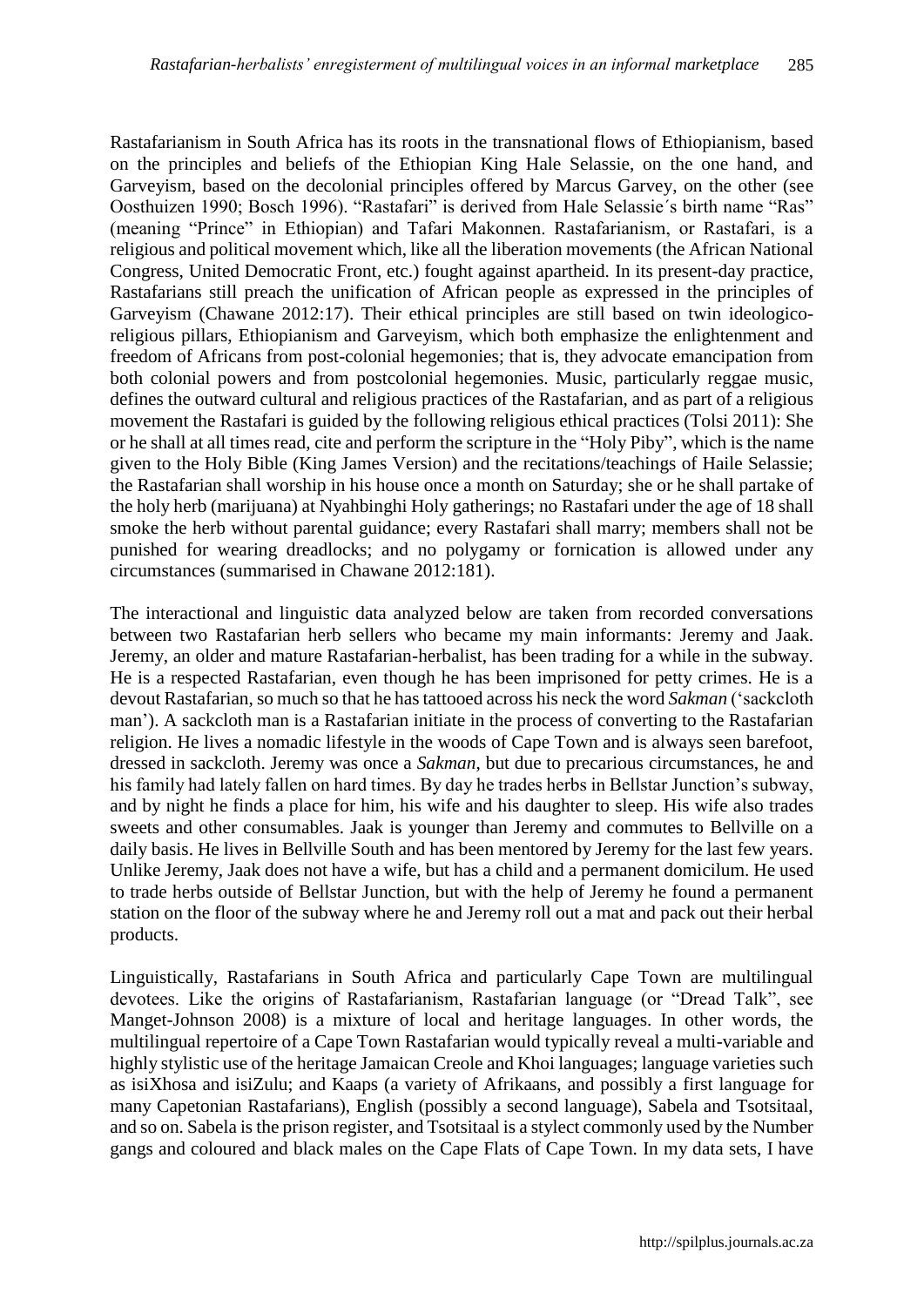Rastafarianism in South Africa has its roots in the transnational flows of Ethiopianism, based on the principles and beliefs of the Ethiopian King Hale Selassie, on the one hand, and Garveyism, based on the decolonial principles offered by Marcus Garvey, on the other (see Oosthuizen 1990; Bosch 1996). "Rastafari" is derived from Hale Selassie´s birth name "Ras" (meaning "Prince" in Ethiopian) and Tafari Makonnen. Rastafarianism, or Rastafari, is a religious and political movement which, like all the liberation movements (the African National Congress, United Democratic Front, etc.) fought against apartheid. In its present-day practice, Rastafarians still preach the unification of African people as expressed in the principles of Garveyism (Chawane 2012:17). Their ethical principles are still based on twin ideologico-religious pillars, Ethiopianism and Garveyism, which both emphasize the enlightenment and freedom of Africans from post-colonial hegemonies; that is, they advocate emancipation from both colonial powers and from postcolonial hegemonies. Music, particularly reggae music, defines the outward cultural and religious practices of the Rastafarian, and as part of a religious movement the Rastafari is guided by the following religious ethical practices (Tolsi 2011): She or he shall at all times read, cite and perform the scripture in the "Holy Piby", which is the name given to the Holy Bible (King James Version) and the recitations/teachings of Haile Selassie; the Rastafarian shall worship in his house once a month on Saturday; she or he shall partake of the holy herb (marijuana) at Nyahbinghi Holy gatherings; no Rastafari under the age of 18 shall smoke the herb without parental guidance; every Rastafari shall marry; members shall not be punished for wearing dreadlocks; and no polygamy or fornication is allowed under any circumstances (summarised in Chawane 2012:181).

The interactional and linguistic data analyzed below are taken from recorded conversations between two Rastafarian herb sellers who became my main informants: Jeremy and Jaak. Jeremy, an older and mature Rastafarian-herbalist, has been trading for a while in the subway. He is a respected Rastafarian, even though he has been imprisoned for petty crimes. He is a devout Rastafarian, so much so that he has tattooed across his neck the word *Sakman* ('sackcloth man'). A sackcloth man is a Rastafarian initiate in the process of converting to the Rastafarian religion. He lives a nomadic lifestyle in the woods of Cape Town and is always seen barefoot, dressed in sackcloth. Jeremy was once a *Sakman*, but due to precarious circumstances, he and his family had lately fallen on hard times. By day he trades herbs in Bellstar Junction's subway, and by night he finds a place for him, his wife and his daughter to sleep. His wife also trades sweets and other consumables. Jaak is younger than Jeremy and commutes to Bellville on a daily basis. He lives in Bellville South and has been mentored by Jeremy for the last few years. Unlike Jeremy, Jaak does not have a wife, but has a child and a permanent domicilum. He used to trade herbs outside of Bellstar Junction, but with the help of Jeremy he found a permanent station on the floor of the subway where he and Jeremy roll out a mat and pack out their herbal products.

Linguistically, Rastafarians in South Africa and particularly Cape Town are multilingual devotees. Like the origins of Rastafarianism, Rastafarian language (or "Dread Talk", see Manget-Johnson 2008) is a mixture of local and heritage languages. In other words, the multilingual repertoire of a Cape Town Rastafarian would typically reveal a multi-variable and highly stylistic use of the heritage Jamaican Creole and Khoi languages; language varieties such as isiXhosa and isiZulu; and Kaaps (a variety of Afrikaans, and possibly a first language for many Capetonian Rastafarians), English (possibly a second language), Sabela and Tsotsitaal, and so on. Sabela is the prison register, and Tsotsitaal is a stylect commonly used by the Number gangs and coloured and black males on the Cape Flats of Cape Town. In my data sets, I have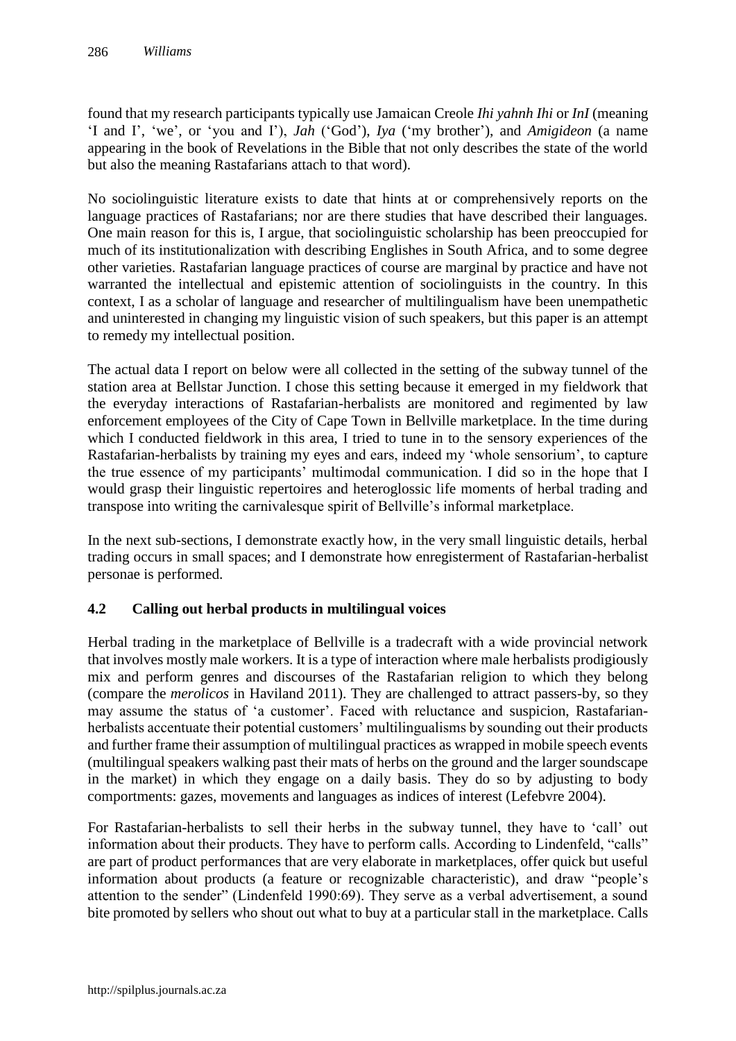found that my research participants typically use Jamaican Creole *Ihi yahnh Ihi* or *InI* (meaning 'I and I', 'we', or 'you and I'), *Jah* ('God'), *Iya* ('my brother'), and *Amigideon* (a name appearing in the book of Revelations in the Bible that not only describes the state of the world but also the meaning Rastafarians attach to that word).

No sociolinguistic literature exists to date that hints at or comprehensively reports on the language practices of Rastafarians; nor are there studies that have described their languages. One main reason for this is, I argue, that sociolinguistic scholarship has been preoccupied for much of its institutionalization with describing Englishes in South Africa, and to some degree other varieties. Rastafarian language practices of course are marginal by practice and have not warranted the intellectual and epistemic attention of sociolinguists in the country. In this context, I as a scholar of language and researcher of multilingualism have been unempathetic and uninterested in changing my linguistic vision of such speakers, but this paper is an attempt to remedy my intellectual position.

The actual data I report on below were all collected in the setting of the subway tunnel of the station area at Bellstar Junction. I chose this setting because it emerged in my fieldwork that the everyday interactions of Rastafarian-herbalists are monitored and regimented by law enforcement employees of the City of Cape Town in Bellville marketplace. In the time during which I conducted fieldwork in this area, I tried to tune in to the sensory experiences of the Rastafarian-herbalists by training my eyes and ears, indeed my 'whole sensorium', to capture the true essence of my participants' multimodal communication. I did so in the hope that I would grasp their linguistic repertoires and heteroglossic life moments of herbal trading and transpose into writing the carnivalesque spirit of Bellville's informal marketplace.

In the next sub-sections, I demonstrate exactly how, in the very small linguistic details, herbal trading occurs in small spaces; and I demonstrate how enregisterment of Rastafarian-herbalist personae is performed.

### 4.2 Calling out herbal products in multilingual voices

Herbal trading in the marketplace of Bellville is a tradecraft with a wide provincial network that involves mostly male workers. It is a type of interaction where male herbalists prodigiously mix and perform genres and discourses of the Rastafarian religion to which they belong (compare the *merolicos* in Haviland 2011). They are challenged to attract passers-by, so they may assume the status of 'a customer'. Faced with reluctance and suspicion, Rastafarian-herbalists accentuate their potential customers' multilingualisms by sounding out their products and further frame their assumption of multilingual practices as wrapped in mobile speech events (multilingual speakers walking past their mats of herbs on the ground and the larger soundscape in the market) in which they engage on a daily basis. They do so by adjusting to body comportments: gazes, movements and languages as indices of interest (Lefebvre 2004).

For Rastafarian-herbalists to sell their herbs in the subway tunnel, they have to 'call' out information about their products. They have to perform calls. According to Lindenfeld, "calls" are part of product performances that are very elaborate in marketplaces, offer quick but useful information about products (a feature or recognizable characteristic), and draw "people's attention to the sender" (Lindenfeld 1990:69). They serve as a verbal advertisement, a sound bite promoted by sellers who shout out what to buy at a particular stall in the marketplace. Calls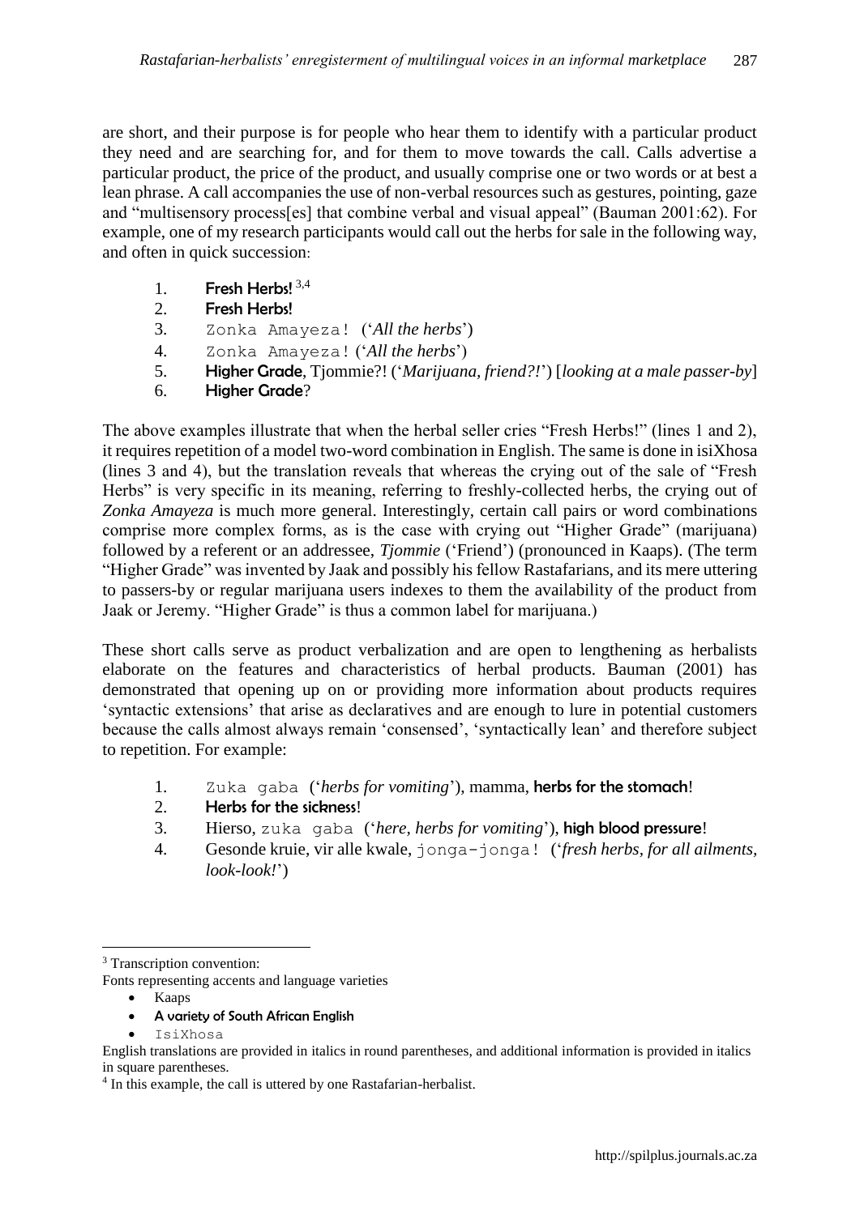are short, and their purpose is for people who hear them to identify with a particular product they need and are searching for, and for them to move towards the call. Calls advertise a particular product, the price of the product, and usually comprise one or two words or at best a lean phrase. A call accompanies the use of non-verbal resources such as gestures, pointing, gaze and "multisensory process[es] that combine verbal and visual appeal" (Bauman 2001:62). For example, one of my research participants would call out the herbs for sale in the following way, and often in quick succession:

1. Fresh Herbs! [3,4]
2. Fresh Herbs!
3. Zonka Amayeza! (*'All the herbs'*)
4. Zonka Amayeza! (*'All the herbs'*)
5. Higher Grade, Tjommie?! (*'Marijuana, friend?!'*) [*looking at a male passer-by*]
6. Higher Grade?

The above examples illustrate that when the herbal seller cries "Fresh Herbs!" (lines 1 and 2), it requires repetition of a model two-word combination in English. The same is done in isiXhosa (lines 3 and 4), but the translation reveals that whereas the crying out of the sale of "Fresh Herbs" is very specific in its meaning, referring to freshly-collected herbs, the crying out of *Zonka Amayeza* is much more general. Interestingly, certain call pairs or word combinations comprise more complex forms, as is the case with crying out "Higher Grade" (marijuana) followed by a referent or an addressee, *Tjommie* ('Friend') (pronounced in Kaaps). (The term "Higher Grade" was invented by Jaak and possibly his fellow Rastafarians, and its mere uttering to passers-by or regular marijuana users indexes to them the availability of the product from Jaak or Jeremy. "Higher Grade" is thus a common label for marijuana.)

These short calls serve as product verbalization and are open to lengthening as herbalists elaborate on the features and characteristics of herbal products. Bauman (2001) has demonstrated that opening up on or providing more information about products requires 'syntactic extensions' that arise as declaratives and are enough to lure in potential customers because the calls almost always remain 'consensed', 'syntactically lean' and therefore subject to repetition. For example:

1. Zuka gaba (*'herbs for vomiting'*), mamma, herbs for the stomach!
2. Herbs for the sickness!
3. Hierso, zuka gaba (*'here, herbs for vomiting'*), high blood pressure!
4. Gesonde kruie, vir alle kwale, jonga-jonga! (*'fresh herbs, for all ailments, look-look!'*)

---

[3] Transcription convention:

Fonts representing accents and language varieties

- Kaaps
- A variety of South African English
- IsiXhosa

English translations are provided in italics in round parentheses, and additional information is provided in italics in square parentheses.

[4] In this example, the call is uttered by one Rastafarian-herbalist.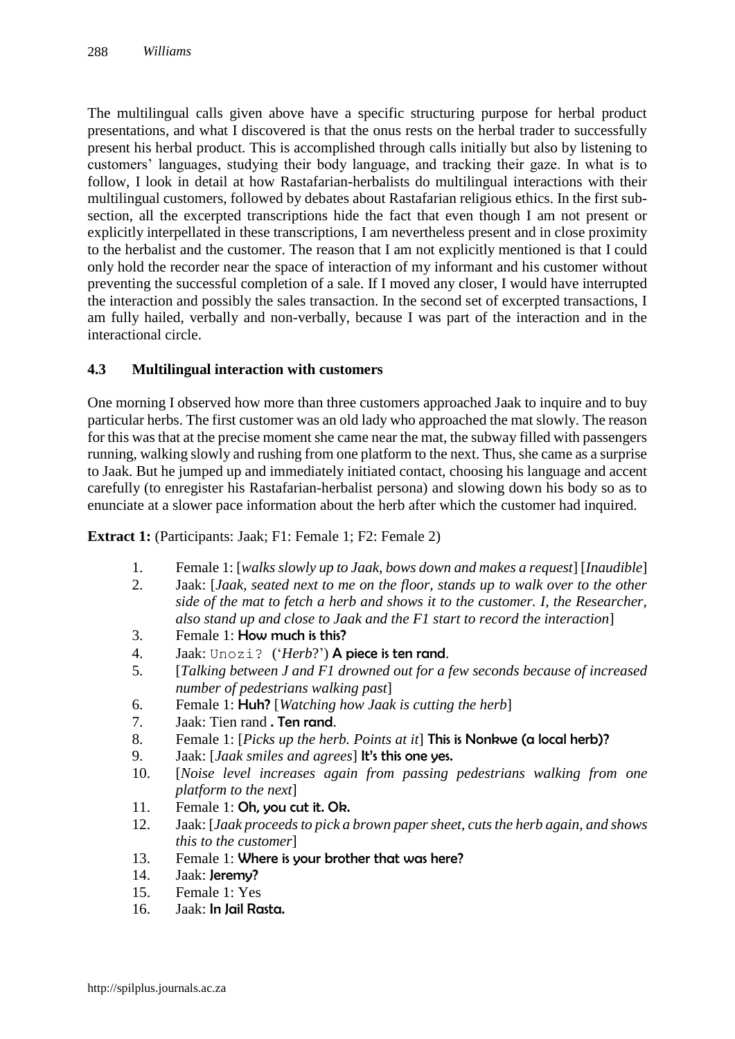The multilingual calls given above have a specific structuring purpose for herbal product presentations, and what I discovered is that the onus rests on the herbal trader to successfully present his herbal product. This is accomplished through calls initially but also by listening to customers' languages, studying their body language, and tracking their gaze. In what is to follow, I look in detail at how Rastafarian-herbalists do multilingual interactions with their multilingual customers, followed by debates about Rastafarian religious ethics. In the first sub-section, all the excerpted transcriptions hide the fact that even though I am not present or explicitly interpellated in these transcriptions, I am nevertheless present and in close proximity to the herbalist and the customer. The reason that I am not explicitly mentioned is that I could only hold the recorder near the space of interaction of my informant and his customer without preventing the successful completion of a sale. If I moved any closer, I would have interrupted the interaction and possibly the sales transaction. In the second set of excerpted transactions, I am fully hailed, verbally and non-verbally, because I was part of the interaction and in the interactional circle.

### 4.3 Multilingual interaction with customers

One morning I observed how more than three customers approached Jaak to inquire and to buy particular herbs. The first customer was an old lady who approached the mat slowly. The reason for this was that at the precise moment she came near the mat, the subway filled with passengers running, walking slowly and rushing from one platform to the next. Thus, she came as a surprise to Jaak. But he jumped up and immediately initiated contact, choosing his language and accent carefully (to enregister his Rastafarian-herbalist persona) and slowing down his body so as to enunciate at a slower pace information about the herb after which the customer had inquired.

**Extract 1:** (Participants: Jaak; F1: Female 1; F2: Female 2)

1. Female 1: [*walks slowly up to Jaak, bows down and makes a request*] [*Inaudible*]
2. Jaak: [*Jaak, seated next to me on the floor, stands up to walk over to the other side of the mat to fetch a herb and shows it to the customer. I, the Researcher, also stand up and close to Jaak and the F1 start to record the interaction*]
3. Female 1: **How much is this?**
4. Jaak: `Unozi?` ('*Herb*?') **A piece is ten rand**.
5. [*Talking between J and F1 drowned out for a few seconds because of increased number of pedestrians walking past*]
6. Female 1: **Huh?** [*Watching how Jaak is cutting the herb*]
7. Jaak: Tien rand **. Ten rand**.
8. Female 1: [*Picks up the herb. Points at it*] **This is Nonkwe (a local herb)?**
9. Jaak: [*Jaak smiles and agrees*] **It's this one yes.**
10. [*Noise level increases again from passing pedestrians walking from one platform to the next*]
11. Female 1: **Oh, you cut it. Ok.**
12. Jaak: [*Jaak proceeds to pick a brown paper sheet, cuts the herb again, and shows this to the customer*]
13. Female 1: **Where is your brother that was here?**
14. Jaak: **Jeremy?**
15. Female 1: Yes
16. Jaak: **In Jail Rasta.**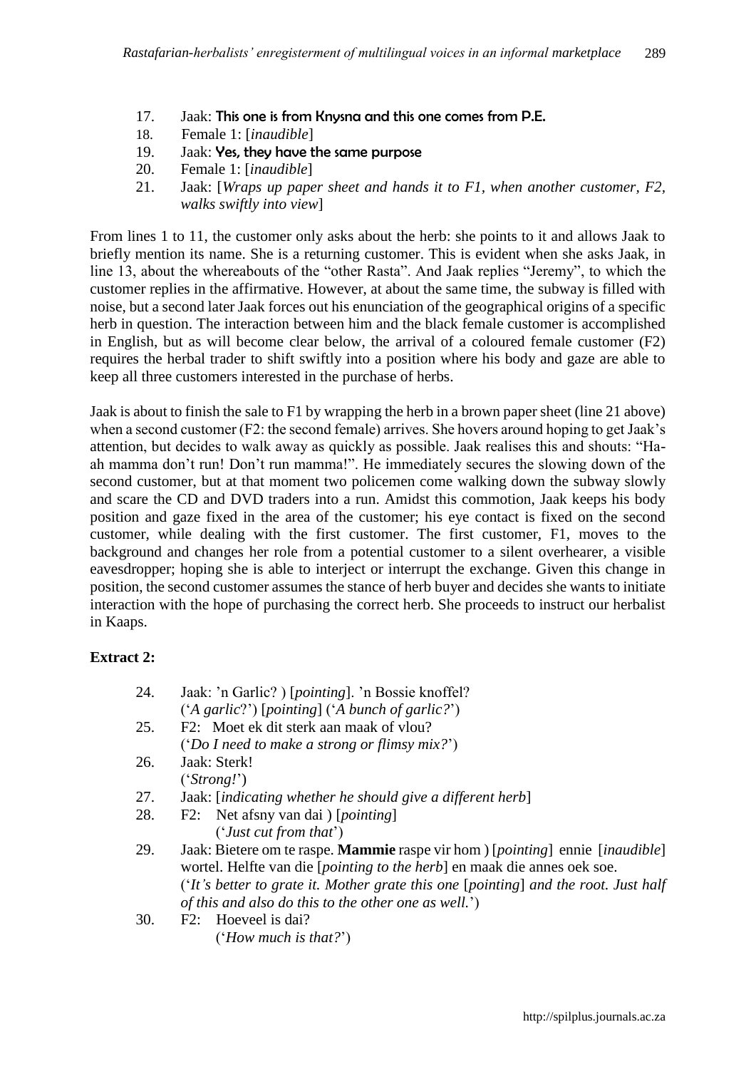17. Jaak: This one is from Knysna and this one comes from P.E.
18. Female 1: [*inaudible*]
19. Jaak: Yes, they have the same purpose
20. Female 1: [*inaudible*]
21. Jaak: [*Wraps up paper sheet and hands it to F1, when another customer, F2, walks swiftly into view*]

From lines 1 to 11, the customer only asks about the herb: she points to it and allows Jaak to briefly mention its name. She is a returning customer. This is evident when she asks Jaak, in line 13, about the whereabouts of the "other Rasta". And Jaak replies "Jeremy", to which the customer replies in the affirmative. However, at about the same time, the subway is filled with noise, but a second later Jaak forces out his enunciation of the geographical origins of a specific herb in question. The interaction between him and the black female customer is accomplished in English, but as will become clear below, the arrival of a coloured female customer (F2) requires the herbal trader to shift swiftly into a position where his body and gaze are able to keep all three customers interested in the purchase of herbs.

Jaak is about to finish the sale to F1 by wrapping the herb in a brown paper sheet (line 21 above) when a second customer (F2: the second female) arrives. She hovers around hoping to get Jaak's attention, but decides to walk away as quickly as possible. Jaak realises this and shouts: "Ha-ah mamma don't run! Don't run mamma!". He immediately secures the slowing down of the second customer, but at that moment two policemen come walking down the subway slowly and scare the CD and DVD traders into a run. Amidst this commotion, Jaak keeps his body position and gaze fixed in the area of the customer; his eye contact is fixed on the second customer, while dealing with the first customer. The first customer, F1, moves to the background and changes her role from a potential customer to a silent overhearer, a visible eavesdropper; hoping she is able to interject or interrupt the exchange. Given this change in position, the second customer assumes the stance of herb buyer and decides she wants to initiate interaction with the hope of purchasing the correct herb. She proceeds to instruct our herbalist in Kaaps.

**Extract 2:**

24. Jaak: 'n Garlic? ) [*pointing*]. 'n Bossie knoffel?
    ('*A garlic*?') [*pointing*] ('*A bunch of garlic?*')
25. F2: Moet ek dit sterk aan maak of vlou?
    ('*Do I need to make a strong or flimsy mix?*')
26. Jaak: Sterk!
    ('*Strong!*')
27. Jaak: [*indicating whether he should give a different herb*]
28. F2: Net afsny van dai ) [*pointing*]
    ('*Just cut from that*')
29. Jaak: Bietere om te raspe. **Mammie** raspe vir hom ) [*pointing*] ennie [*inaudible*] wortel. Helfte van die [*pointing to the herb*] en maak die annes oek soe.
    ('*It's better to grate it. Mother grate this one* [*pointing*] *and the root. Just half of this and also do this to the other one as well.*')
30. F2: Hoeveel is dai?
    ('*How much is that?*')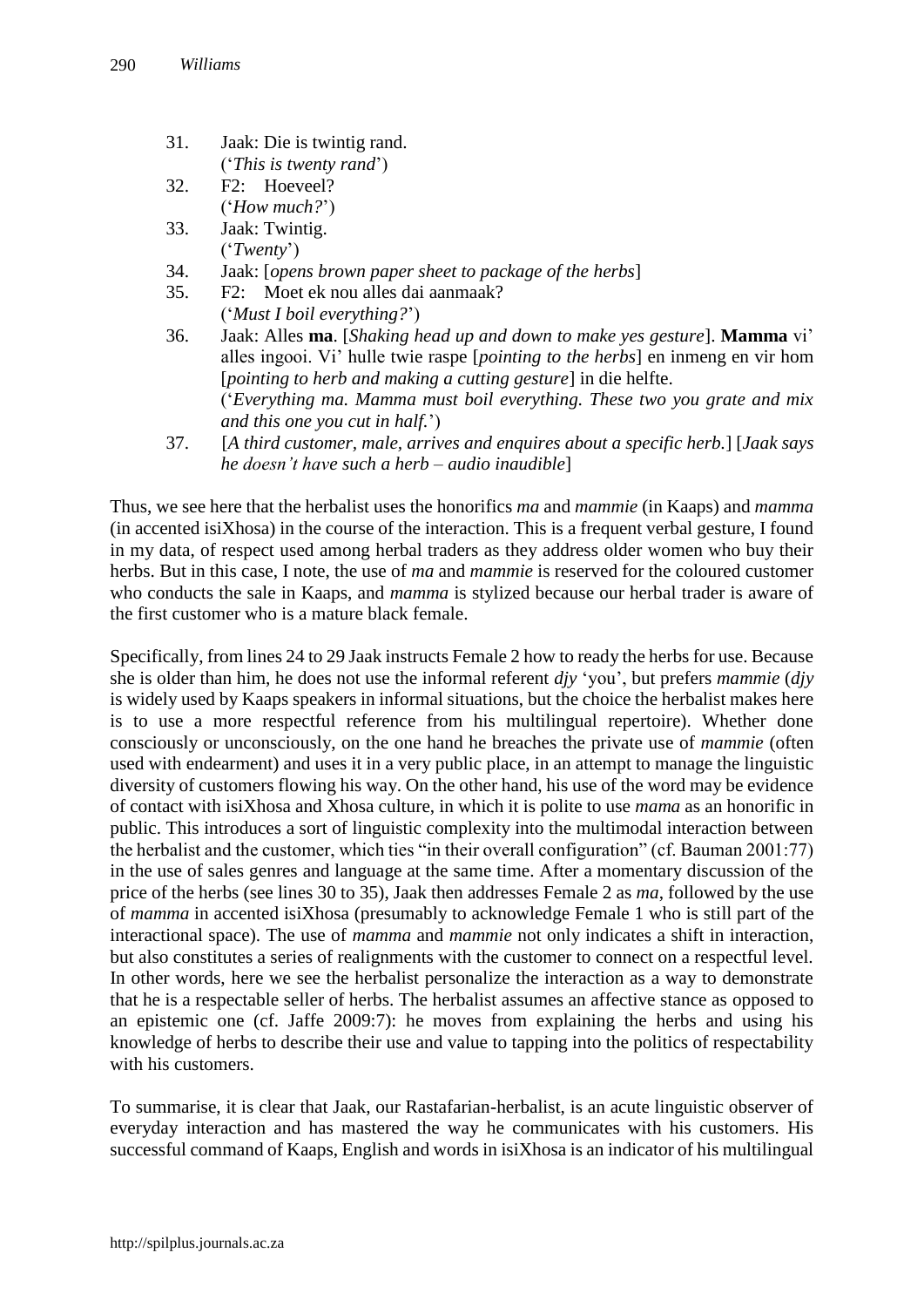31. Jaak: Die is twintig rand.  
    (*'This is twenty rand'*)
32. F2: Hoeveel?  
    (*'How much?'*)
33. Jaak: Twintig.  
    (*'Twenty'*)
34. Jaak: [*opens brown paper sheet to package of the herbs*]
35. F2: Moet ek nou alles dai aanmaak?  
    (*'Must I boil everything?'*)
36. Jaak: Alles **ma**. [*Shaking head up and down to make yes gesture*]. **Mamma** vi' alles ingooi. Vi' hulle twie raspe [*pointing to the herbs*] en inmeng en vir hom [*pointing to herb and making a cutting gesture*] in die helfte.  
    (*'Everything ma. Mamma must boil everything. These two you grate and mix and this one you cut in half.'*)
37. [*A third customer, male, arrives and enquires about a specific herb.*] [*Jaak says he doesn't have such a herb – audio inaudible*]

Thus, we see here that the herbalist uses the honorifics *ma* and *mammie* (in Kaaps) and *mamma* (in accented isiXhosa) in the course of the interaction. This is a frequent verbal gesture, I found in my data, of respect used among herbal traders as they address older women who buy their herbs. But in this case, I note, the use of *ma* and *mammie* is reserved for the coloured customer who conducts the sale in Kaaps, and *mamma* is stylized because our herbal trader is aware of the first customer who is a mature black female.

Specifically, from lines 24 to 29 Jaak instructs Female 2 how to ready the herbs for use. Because she is older than him, he does not use the informal referent *djy* 'you', but prefers *mammie* (*djy* is widely used by Kaaps speakers in informal situations, but the choice the herbalist makes here is to use a more respectful reference from his multilingual repertoire). Whether done consciously or unconsciously, on the one hand he breaches the private use of *mammie* (often used with endearment) and uses it in a very public place, in an attempt to manage the linguistic diversity of customers flowing his way. On the other hand, his use of the word may be evidence of contact with isiXhosa and Xhosa culture, in which it is polite to use *mama* as an honorific in public. This introduces a sort of linguistic complexity into the multimodal interaction between the herbalist and the customer, which ties "in their overall configuration" (cf. Bauman 2001:77) in the use of sales genres and language at the same time. After a momentary discussion of the price of the herbs (see lines 30 to 35), Jaak then addresses Female 2 as *ma*, followed by the use of *mamma* in accented isiXhosa (presumably to acknowledge Female 1 who is still part of the interactional space). The use of *mamma* and *mammie* not only indicates a shift in interaction, but also constitutes a series of realignments with the customer to connect on a respectful level. In other words, here we see the herbalist personalize the interaction as a way to demonstrate that he is a respectable seller of herbs. The herbalist assumes an affective stance as opposed to an epistemic one (cf. Jaffe 2009:7): he moves from explaining the herbs and using his knowledge of herbs to describe their use and value to tapping into the politics of respectability with his customers.

To summarise, it is clear that Jaak, our Rastafarian-herbalist, is an acute linguistic observer of everyday interaction and has mastered the way he communicates with his customers. His successful command of Kaaps, English and words in isiXhosa is an indicator of his multilingual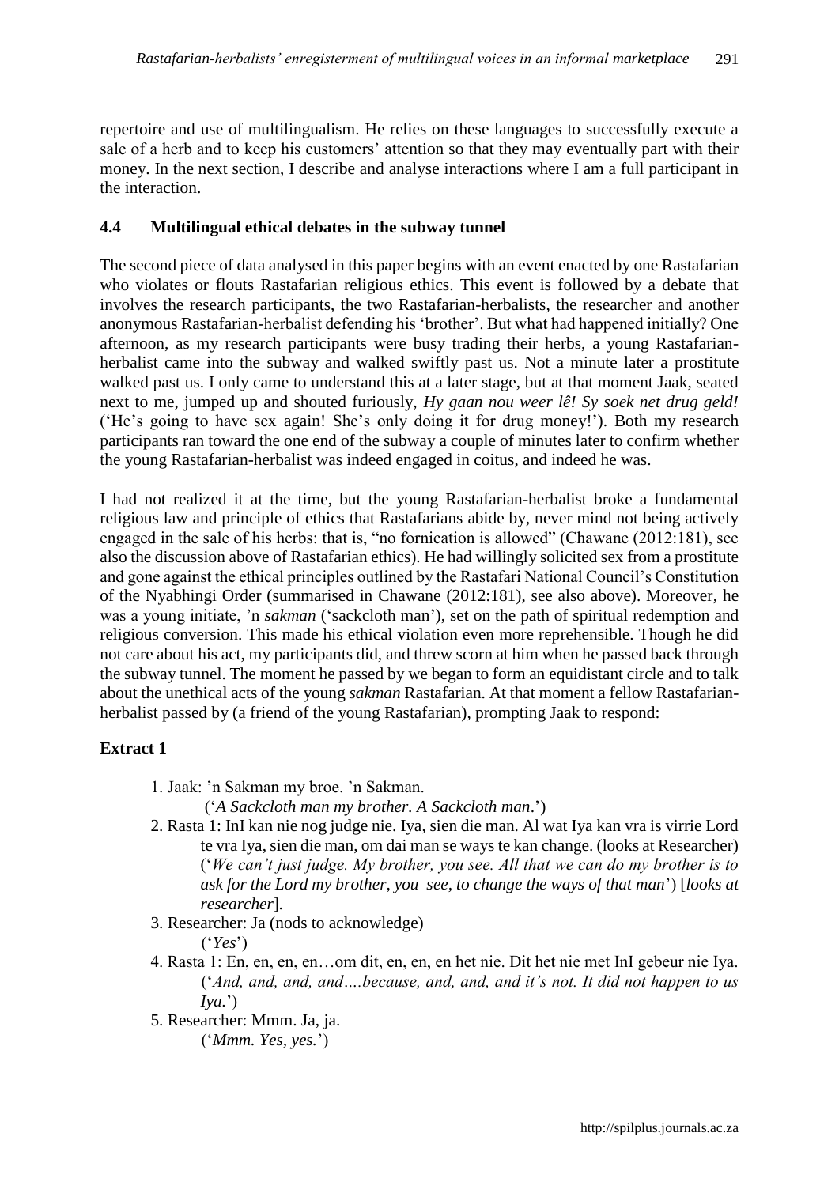repertoire and use of multilingualism. He relies on these languages to successfully execute a sale of a herb and to keep his customers' attention so that they may eventually part with their money. In the next section, I describe and analyse interactions where I am a full participant in the interaction.

### 4.4 Multilingual ethical debates in the subway tunnel

The second piece of data analysed in this paper begins with an event enacted by one Rastafarian who violates or flouts Rastafarian religious ethics. This event is followed by a debate that involves the research participants, the two Rastafarian-herbalists, the researcher and another anonymous Rastafarian-herbalist defending his 'brother'. But what had happened initially? One afternoon, as my research participants were busy trading their herbs, a young Rastafarian-herbalist came into the subway and walked swiftly past us. Not a minute later a prostitute walked past us. I only came to understand this at a later stage, but at that moment Jaak, seated next to me, jumped up and shouted furiously, *Hy gaan nou weer lê! Sy soek net drug geld!* ('He's going to have sex again! She's only doing it for drug money!'). Both my research participants ran toward the one end of the subway a couple of minutes later to confirm whether the young Rastafarian-herbalist was indeed engaged in coitus, and indeed he was.

I had not realized it at the time, but the young Rastafarian-herbalist broke a fundamental religious law and principle of ethics that Rastafarians abide by, never mind not being actively engaged in the sale of his herbs: that is, "no fornication is allowed" (Chawane (2012:181), see also the discussion above of Rastafarian ethics). He had willingly solicited sex from a prostitute and gone against the ethical principles outlined by the Rastafari National Council's Constitution of the Nyabhingi Order (summarised in Chawane (2012:181), see also above). Moreover, he was a young initiate, 'n *sakman* ('sackcloth man'), set on the path of spiritual redemption and religious conversion. This made his ethical violation even more reprehensible. Though he did not care about his act, my participants did, and threw scorn at him when he passed back through the subway tunnel. The moment he passed by we began to form an equidistant circle and to talk about the unethical acts of the young *sakman* Rastafarian. At that moment a fellow Rastafarian-herbalist passed by (a friend of the young Rastafarian), prompting Jaak to respond:

**Extract 1**

1. Jaak: 'n Sakman my broe. 'n Sakman.
   ('*A Sackcloth man my brother. A Sackcloth man*.')
2. Rasta 1: InI kan nie nog judge nie. Iya, sien die man. Al wat Iya kan vra is virrie Lord te vra Iya, sien die man, om dai man se ways te kan change. (looks at Researcher)
   ('*We can't just judge. My brother, you see. All that we can do my brother is to ask for the Lord my brother, you see, to change the ways of that man*') [*looks at researcher*].
3. Researcher: Ja (nods to acknowledge)
   ('*Yes*')
4. Rasta 1: En, en, en, en…om dit, en, en, en het nie. Dit het nie met InI gebeur nie Iya.
   ('*And, and, and, and….because, and, and, and it's not. It did not happen to us Iya.*')
5. Researcher: Mmm. Ja, ja.
   ('*Mmm. Yes, yes.*')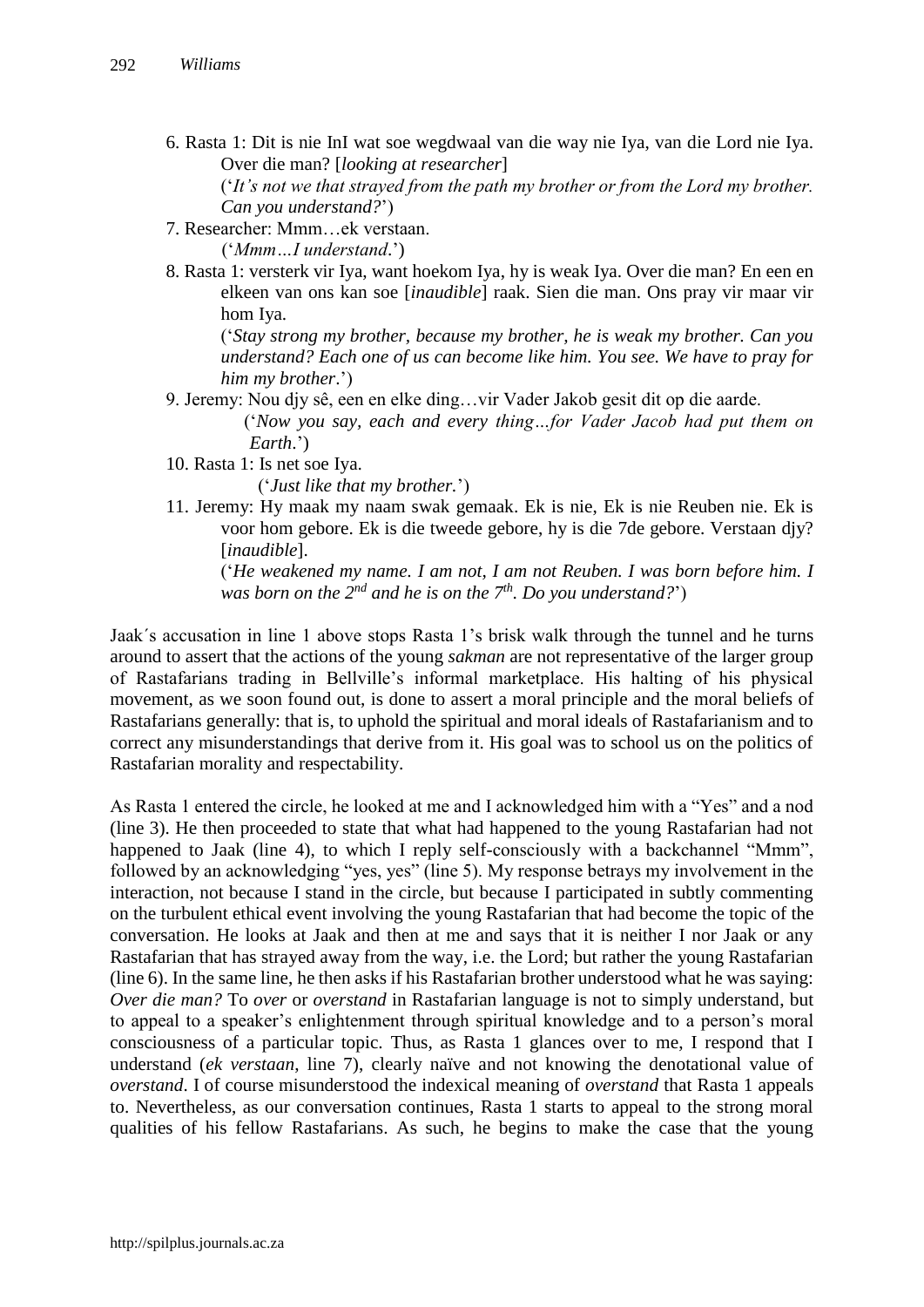6. Rasta 1: Dit is nie InI wat soe wegdwaal van die way nie Iya, van die Lord nie Iya. Over die man? [*looking at researcher*]
   ('*It's not we that strayed from the path my brother or from the Lord my brother. Can you understand?*')
7. Researcher: Mmm…ek verstaan.
   ('*Mmm…I understand*.')
8. Rasta 1: versterk vir Iya, want hoekom Iya, hy is weak Iya. Over die man? En een en elkeen van ons kan soe [*inaudible*] raak. Sien die man. Ons pray vir maar vir hom Iya.
   ('*Stay strong my brother, because my brother, he is weak my brother. Can you understand? Each one of us can become like him. You see. We have to pray for him my brother*.')
9. Jeremy: Nou djy sê, een en elke ding…vir Vader Jakob gesit dit op die aarde.
   ('*Now you say, each and every thing…for Vader Jacob had put them on Earth*.')
10. Rasta 1: Is net soe Iya.
    ('*Just like that my brother.*')
11. Jeremy: Hy maak my naam swak gemaak. Ek is nie, Ek is nie Reuben nie. Ek is voor hom gebore. Ek is die tweede gebore, hy is die 7de gebore. Verstaan djy? [*inaudible*].
    ('*He weakened my name. I am not, I am not Reuben. I was born before him. I was born on the 2nd and he is on the 7th. Do you understand?*')

Jaak´s accusation in line 1 above stops Rasta 1's brisk walk through the tunnel and he turns around to assert that the actions of the young *sakman* are not representative of the larger group of Rastafarians trading in Bellville's informal marketplace. His halting of his physical movement, as we soon found out, is done to assert a moral principle and the moral beliefs of Rastafarians generally: that is, to uphold the spiritual and moral ideals of Rastafarianism and to correct any misunderstandings that derive from it. His goal was to school us on the politics of Rastafarian morality and respectability.

As Rasta 1 entered the circle, he looked at me and I acknowledged him with a "Yes" and a nod (line 3). He then proceeded to state that what had happened to the young Rastafarian had not happened to Jaak (line 4), to which I reply self-consciously with a backchannel "Mmm", followed by an acknowledging "yes, yes" (line 5). My response betrays my involvement in the interaction, not because I stand in the circle, but because I participated in subtly commenting on the turbulent ethical event involving the young Rastafarian that had become the topic of the conversation. He looks at Jaak and then at me and says that it is neither I nor Jaak or any Rastafarian that has strayed away from the way, i.e. the Lord; but rather the young Rastafarian (line 6). In the same line, he then asks if his Rastafarian brother understood what he was saying: *Over die man?* To *over* or *overstand* in Rastafarian language is not to simply understand, but to appeal to a speaker's enlightenment through spiritual knowledge and to a person's moral consciousness of a particular topic. Thus, as Rasta 1 glances over to me, I respond that I understand (*ek verstaan*, line 7), clearly naïve and not knowing the denotational value of *overstand*. I of course misunderstood the indexical meaning of *overstand* that Rasta 1 appeals to. Nevertheless, as our conversation continues, Rasta 1 starts to appeal to the strong moral qualities of his fellow Rastafarians. As such, he begins to make the case that the young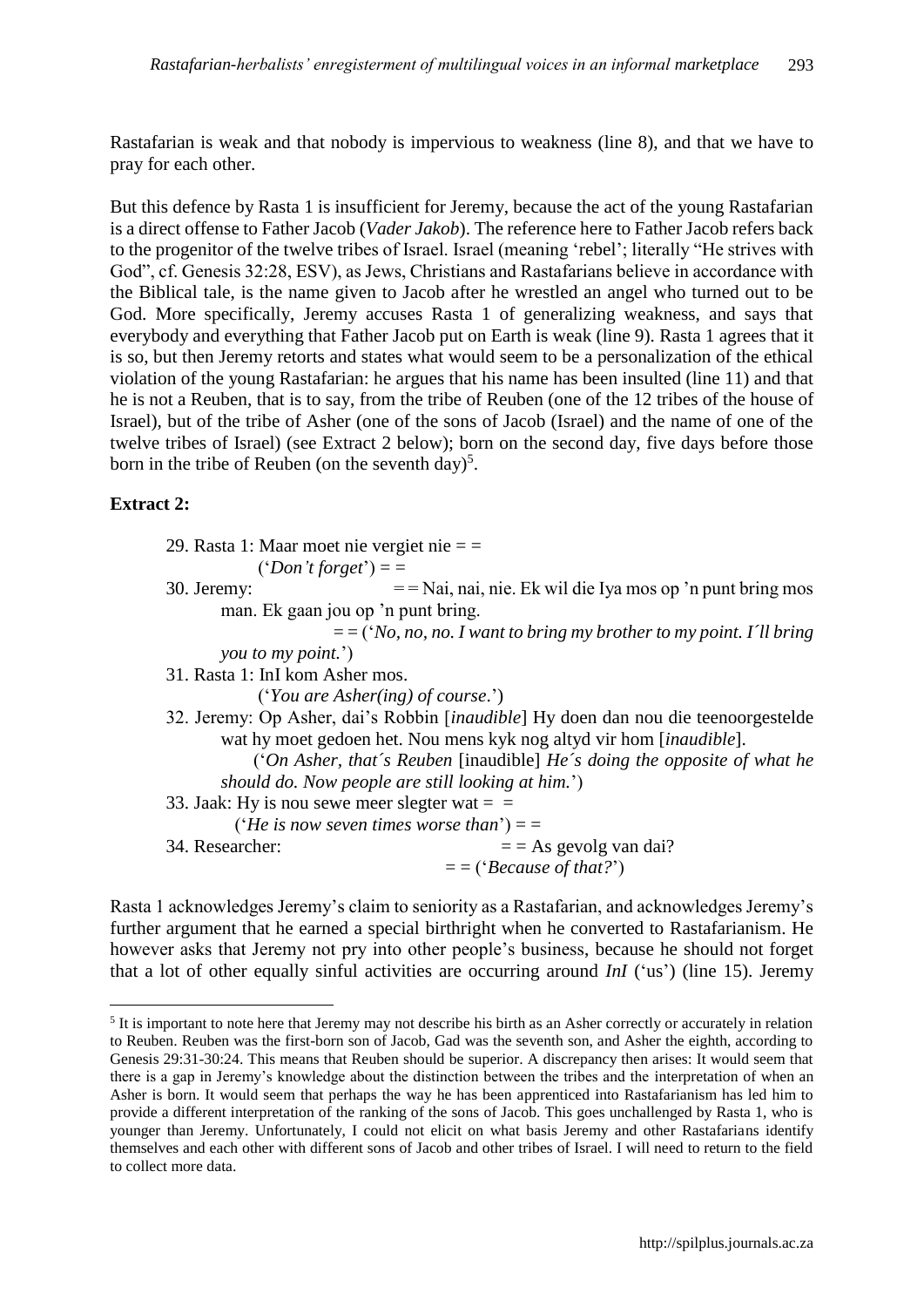Rastafarian is weak and that nobody is impervious to weakness (line 8), and that we have to pray for each other.

But this defence by Rasta 1 is insufficient for Jeremy, because the act of the young Rastafarian is a direct offense to Father Jacob (*Vader Jakob*). The reference here to Father Jacob refers back to the progenitor of the twelve tribes of Israel. Israel (meaning 'rebel'; literally "He strives with God", cf. Genesis 32:28, ESV), as Jews, Christians and Rastafarians believe in accordance with the Biblical tale, is the name given to Jacob after he wrestled an angel who turned out to be God. More specifically, Jeremy accuses Rasta 1 of generalizing weakness, and says that everybody and everything that Father Jacob put on Earth is weak (line 9). Rasta 1 agrees that it is so, but then Jeremy retorts and states what would seem to be a personalization of the ethical violation of the young Rastafarian: he argues that his name has been insulted (line 11) and that he is not a Reuben, that is to say, from the tribe of Reuben (one of the 12 tribes of the house of Israel), but of the tribe of Asher (one of the sons of Jacob (Israel) and the name of one of the twelve tribes of Israel) (see Extract 2 below); born on the second day, five days before those born in the tribe of Reuben (on the seventh day)[5].

**Extract 2:**

29. Rasta 1: Maar moet nie vergiet nie = =
    ('*Don't forget*') = =
30. Jeremy: = = Nai, nai, nie. Ek wil die Iya mos op 'n punt bring mos man. Ek gaan jou op 'n punt bring.
    = = ('*No, no, no. I want to bring my brother to my point. I´ll bring you to my point.*')
31. Rasta 1: InI kom Asher mos.
    ('*You are Asher(ing) of course*.')
32. Jeremy: Op Asher, dai's Robbin [*inaudible*] Hy doen dan nou die teenoorgestelde wat hy moet gedoen het. Nou mens kyk nog altyd vir hom [*inaudible*].
    ('*On Asher, that´s Reuben* [inaudible] *He´s doing the opposite of what he should do. Now people are still looking at him.*')
33. Jaak: Hy is nou sewe meer slegter wat = =
    ('*He is now seven times worse than*') = =
34. Researcher: = = As gevolg van dai?
    = = ('*Because of that?*')

Rasta 1 acknowledges Jeremy's claim to seniority as a Rastafarian, and acknowledges Jeremy's further argument that he earned a special birthright when he converted to Rastafarianism. He however asks that Jeremy not pry into other people's business, because he should not forget that a lot of other equally sinful activities are occurring around *InI* ('us') (line 15). Jeremy

[5] It is important to note here that Jeremy may not describe his birth as an Asher correctly or accurately in relation to Reuben. Reuben was the first-born son of Jacob, Gad was the seventh son, and Asher the eighth, according to Genesis 29:31-30:24. This means that Reuben should be superior. A discrepancy then arises: It would seem that there is a gap in Jeremy's knowledge about the distinction between the tribes and the interpretation of when an Asher is born. It would seem that perhaps the way he has been apprenticed into Rastafarianism has led him to provide a different interpretation of the ranking of the sons of Jacob. This goes unchallenged by Rasta 1, who is younger than Jeremy. Unfortunately, I could not elicit on what basis Jeremy and other Rastafarians identify themselves and each other with different sons of Jacob and other tribes of Israel. I will need to return to the field to collect more data.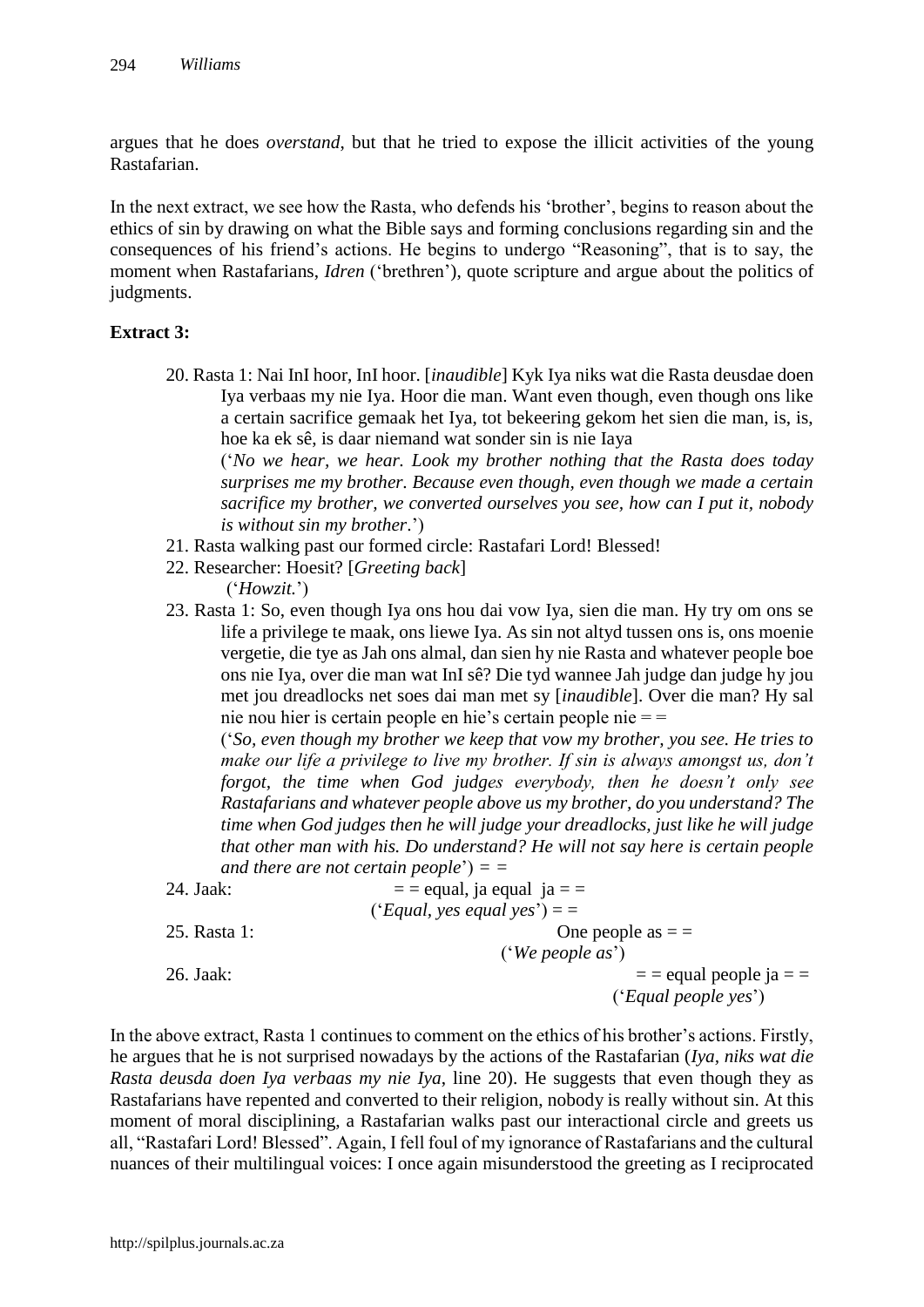argues that he does *overstand*, but that he tried to expose the illicit activities of the young Rastafarian.

In the next extract, we see how the Rasta, who defends his 'brother', begins to reason about the ethics of sin by drawing on what the Bible says and forming conclusions regarding sin and the consequences of his friend's actions. He begins to undergo "Reasoning", that is to say, the moment when Rastafarians, *Idren* ('brethren'), quote scripture and argue about the politics of judgments.

**Extract 3:**

20. Rasta 1: Nai InI hoor, InI hoor. [*inaudible*] Kyk Iya niks wat die Rasta deusdae doen Iya verbaas my nie Iya. Hoor die man. Want even though, even though ons like a certain sacrifice gemaak het Iya, tot bekeering gekom het sien die man, is, is, hoe ka ek sê, is daar niemand wat sonder sin is nie Iaya
    ('*No we hear, we hear. Look my brother nothing that the Rasta does today surprises me my brother. Because even though, even though we made a certain sacrifice my brother, we converted ourselves you see, how can I put it, nobody is without sin my brother*.')
21. Rasta walking past our formed circle: Rastafari Lord! Blessed!
22. Researcher: Hoesit? [*Greeting back*]
    ('*Howzit.*')
23. Rasta 1: So, even though Iya ons hou dai vow Iya, sien die man. Hy try om ons se life a privilege te maak, ons liewe Iya. As sin not altyd tussen ons is, ons moenie vergetie, die tye as Jah ons almal, dan sien hy nie Rasta and whatever people boe ons nie Iya, over die man wat InI sê? Die tyd wannee Jah judge dan judge hy jou met jou dreadlocks net soes dai man met sy [*inaudible*]. Over die man? Hy sal nie nou hier is certain people en hie's certain people nie = =
    ('*So, even though my brother we keep that vow my brother, you see. He tries to make our life a privilege to live my brother. If sin is always amongst us, don't forgot, the time when God judges everybody, then he doesn't only see Rastafarians and whatever people above us my brother, do you understand? The time when God judges then he will judge your dreadlocks, just like he will judge that other man with his. Do understand? He will not say here is certain people and there are not certain people*') = =
24. Jaak: = = equal, ja equal ja = =
    ('*Equal, yes equal yes*') = =
25. Rasta 1: One people as = =
    ('*We people as*')
26. Jaak: = = equal people ja = =
    ('*Equal people yes*')

In the above extract, Rasta 1 continues to comment on the ethics of his brother's actions. Firstly, he argues that he is not surprised nowadays by the actions of the Rastafarian (*Iya, niks wat die Rasta deusda doen Iya verbaas my nie Iya*, line 20). He suggests that even though they as Rastafarians have repented and converted to their religion, nobody is really without sin. At this moment of moral disciplining, a Rastafarian walks past our interactional circle and greets us all, "Rastafari Lord! Blessed". Again, I fell foul of my ignorance of Rastafarians and the cultural nuances of their multilingual voices: I once again misunderstood the greeting as I reciprocated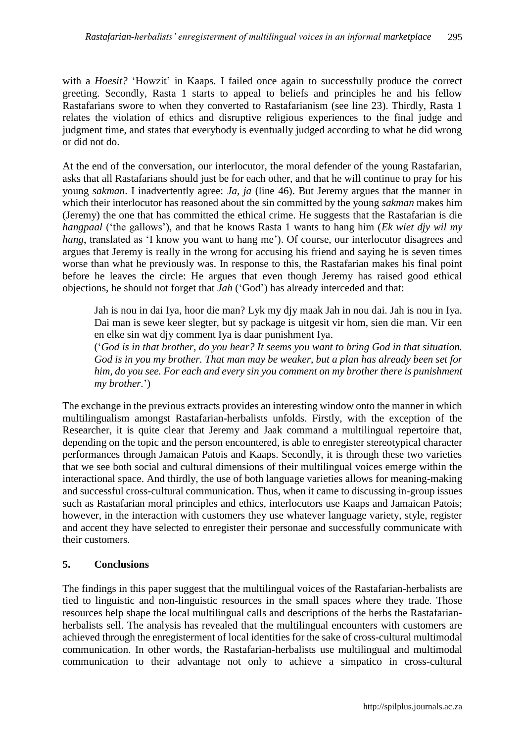with a *Hoesit?* 'Howzit' in Kaaps. I failed once again to successfully produce the correct greeting. Secondly, Rasta 1 starts to appeal to beliefs and principles he and his fellow Rastafarians swore to when they converted to Rastafarianism (see line 23). Thirdly, Rasta 1 relates the violation of ethics and disruptive religious experiences to the final judge and judgment time, and states that everybody is eventually judged according to what he did wrong or did not do.

At the end of the conversation, our interlocutor, the moral defender of the young Rastafarian, asks that all Rastafarians should just be for each other, and that he will continue to pray for his young *sakman*. I inadvertently agree: *Ja, ja* (line 46). But Jeremy argues that the manner in which their interlocutor has reasoned about the sin committed by the young *sakman* makes him (Jeremy) the one that has committed the ethical crime. He suggests that the Rastafarian is die *hangpaal* ('the gallows'), and that he knows Rasta 1 wants to hang him (*Ek wiet djy wil my hang*, translated as 'I know you want to hang me'). Of course, our interlocutor disagrees and argues that Jeremy is really in the wrong for accusing his friend and saying he is seven times worse than what he previously was. In response to this, the Rastafarian makes his final point before he leaves the circle: He argues that even though Jeremy has raised good ethical objections, he should not forget that *Jah* ('God') has already interceded and that:

> Jah is nou in dai Iya, hoor die man? Lyk my djy maak Jah in nou dai. Jah is nou in Iya. Dai man is sewe keer slegter, but sy package is uitgesit vir hom, sien die man. Vir een en elke sin wat djy comment Iya is daar punishment Iya.
> ('*God is in that brother, do you hear? It seems you want to bring God in that situation. God is in you my brother. That man may be weaker, but a plan has already been set for him, do you see. For each and every sin you comment on my brother there is punishment my brother.*')

The exchange in the previous extracts provides an interesting window onto the manner in which multilingualism amongst Rastafarian-herbalists unfolds. Firstly, with the exception of the Researcher, it is quite clear that Jeremy and Jaak command a multilingual repertoire that, depending on the topic and the person encountered, is able to enregister stereotypical character performances through Jamaican Patois and Kaaps. Secondly, it is through these two varieties that we see both social and cultural dimensions of their multilingual voices emerge within the interactional space. And thirdly, the use of both language varieties allows for meaning-making and successful cross-cultural communication. Thus, when it came to discussing in-group issues such as Rastafarian moral principles and ethics, interlocutors use Kaaps and Jamaican Patois; however, in the interaction with customers they use whatever language variety, style, register and accent they have selected to enregister their personae and successfully communicate with their customers.

## 5. Conclusions

The findings in this paper suggest that the multilingual voices of the Rastafarian-herbalists are tied to linguistic and non-linguistic resources in the small spaces where they trade. Those resources help shape the local multilingual calls and descriptions of the herbs the Rastafarian-herbalists sell. The analysis has revealed that the multilingual encounters with customers are achieved through the enregisterment of local identities for the sake of cross-cultural multimodal communication. In other words, the Rastafarian-herbalists use multilingual and multimodal communication to their advantage not only to achieve a simpatico in cross-cultural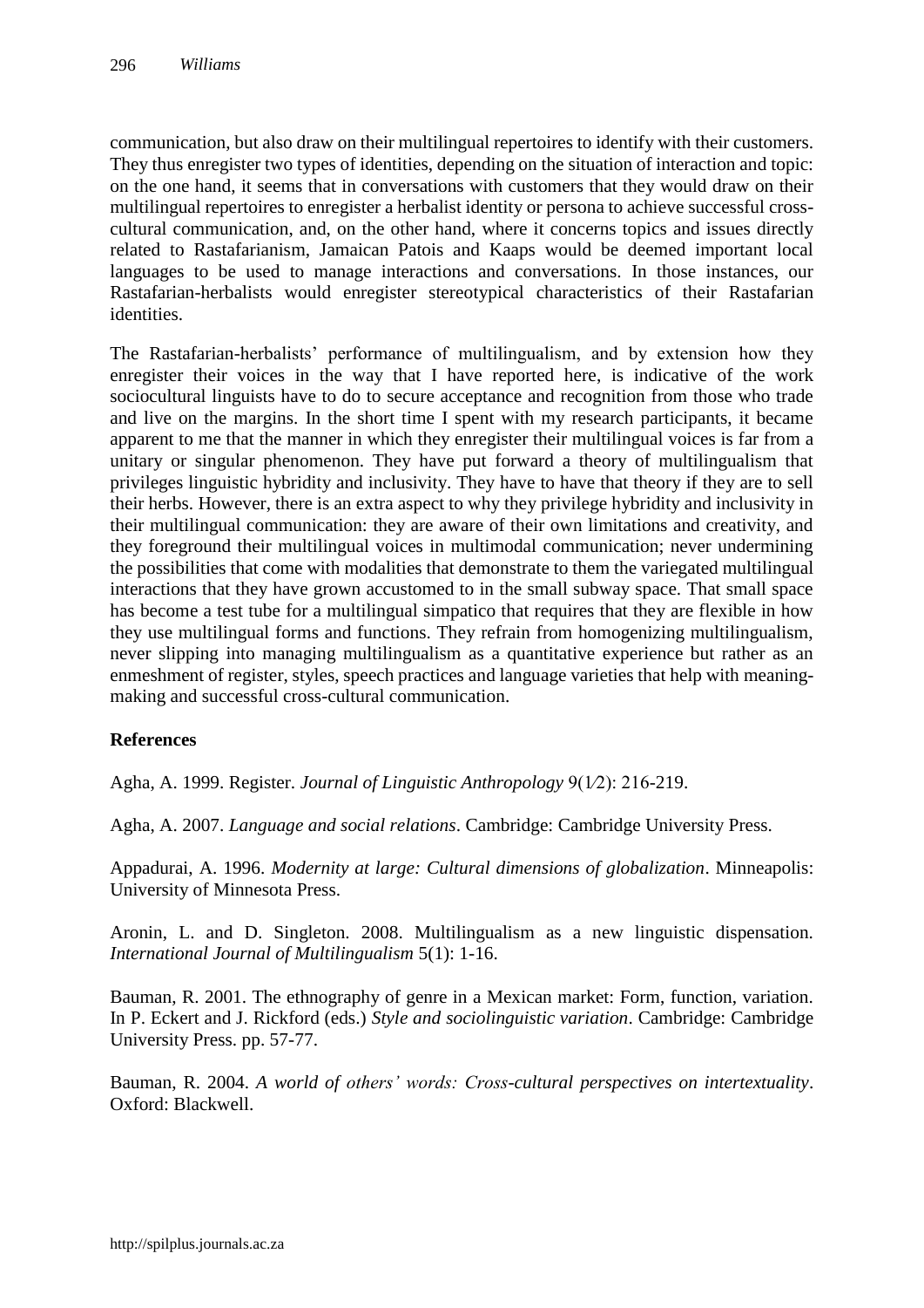communication, but also draw on their multilingual repertoires to identify with their customers. They thus enregister two types of identities, depending on the situation of interaction and topic: on the one hand, it seems that in conversations with customers that they would draw on their multilingual repertoires to enregister a herbalist identity or persona to achieve successful cross-cultural communication, and, on the other hand, where it concerns topics and issues directly related to Rastafarianism, Jamaican Patois and Kaaps would be deemed important local languages to be used to manage interactions and conversations. In those instances, our Rastafarian-herbalists would enregister stereotypical characteristics of their Rastafarian identities.

The Rastafarian-herbalists' performance of multilingualism, and by extension how they enregister their voices in the way that I have reported here, is indicative of the work sociocultural linguists have to do to secure acceptance and recognition from those who trade and live on the margins. In the short time I spent with my research participants, it became apparent to me that the manner in which they enregister their multilingual voices is far from a unitary or singular phenomenon. They have put forward a theory of multilingualism that privileges linguistic hybridity and inclusivity. They have to have that theory if they are to sell their herbs. However, there is an extra aspect to why they privilege hybridity and inclusivity in their multilingual communication: they are aware of their own limitations and creativity, and they foreground their multilingual voices in multimodal communication; never undermining the possibilities that come with modalities that demonstrate to them the variegated multilingual interactions that they have grown accustomed to in the small subway space. That small space has become a test tube for a multilingual simpatico that requires that they are flexible in how they use multilingual forms and functions. They refrain from homogenizing multilingualism, never slipping into managing multilingualism as a quantitative experience but rather as an enmeshment of register, styles, speech practices and language varieties that help with meaning-making and successful cross-cultural communication.

## References

Agha, A. 1999. Register. *Journal of Linguistic Anthropology* 9(1/2): 216-219.

Agha, A. 2007. *Language and social relations*. Cambridge: Cambridge University Press.

Appadurai, A. 1996. *Modernity at large: Cultural dimensions of globalization*. Minneapolis: University of Minnesota Press.

Aronin, L. and D. Singleton. 2008. Multilingualism as a new linguistic dispensation. *International Journal of Multilingualism* 5(1): 1-16.

Bauman, R. 2001. The ethnography of genre in a Mexican market: Form, function, variation. In P. Eckert and J. Rickford (eds.) *Style and sociolinguistic variation*. Cambridge: Cambridge University Press. pp. 57-77.

Bauman, R. 2004. *A world of others' words: Cross-cultural perspectives on intertextuality*. Oxford: Blackwell.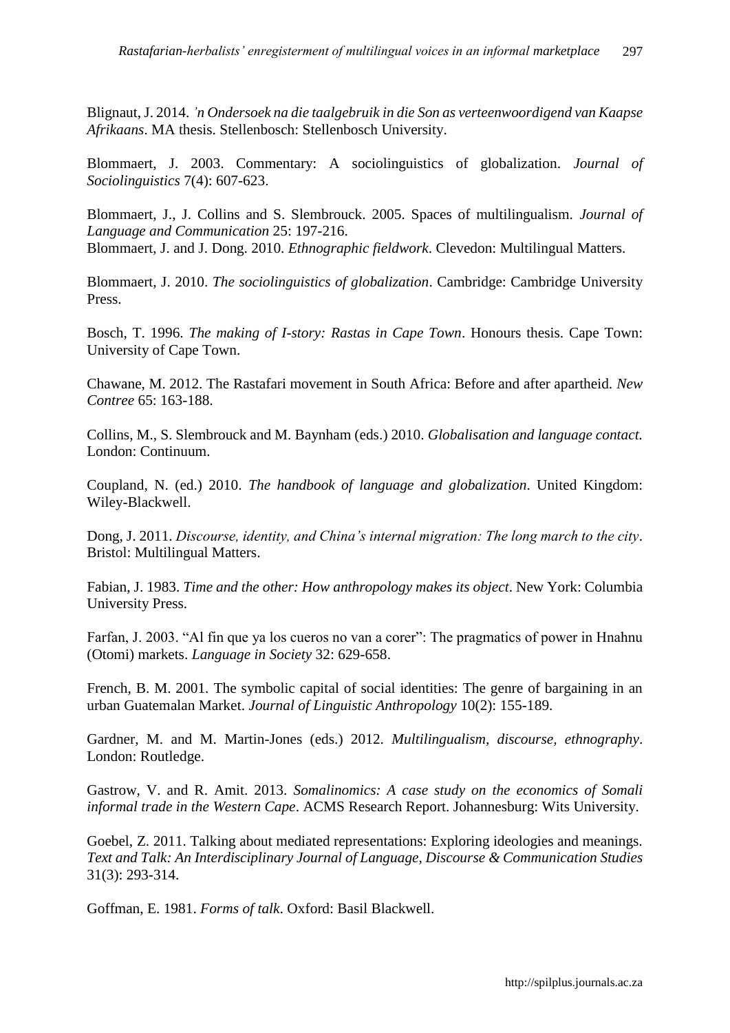Blignaut, J. 2014. *'n Ondersoek na die taalgebruik in die Son as verteenwoordigend van Kaapse Afrikaans*. MA thesis. Stellenbosch: Stellenbosch University.

Blommaert, J. 2003. Commentary: A sociolinguistics of globalization. *Journal of Sociolinguistics* 7(4): 607-623.

Blommaert, J., J. Collins and S. Slembrouck. 2005. Spaces of multilingualism. *Journal of Language and Communication* 25: 197-216.

Blommaert, J. and J. Dong. 2010. *Ethnographic fieldwork*. Clevedon: Multilingual Matters.

Blommaert, J. 2010. *The sociolinguistics of globalization*. Cambridge: Cambridge University Press.

Bosch, T. 1996. *The making of I-story: Rastas in Cape Town*. Honours thesis. Cape Town: University of Cape Town.

Chawane, M. 2012. The Rastafari movement in South Africa: Before and after apartheid. *New Contree* 65: 163-188.

Collins, M., S. Slembrouck and M. Baynham (eds.) 2010. *Globalisation and language contact.* London: Continuum.

Coupland, N. (ed.) 2010. *The handbook of language and globalization*. United Kingdom: Wiley-Blackwell.

Dong, J. 2011. *Discourse, identity, and China's internal migration: The long march to the city*. Bristol: Multilingual Matters.

Fabian, J. 1983. *Time and the other: How anthropology makes its object*. New York: Columbia University Press.

Farfan, J. 2003. "Al fin que ya los cueros no van a corer": The pragmatics of power in Hnahnu (Otomi) markets. *Language in Society* 32: 629-658.

French, B. M. 2001. The symbolic capital of social identities: The genre of bargaining in an urban Guatemalan Market. *Journal of Linguistic Anthropology* 10(2): 155-189.

Gardner, M. and M. Martin-Jones (eds.) 2012. *Multilingualism, discourse, ethnography*. London: Routledge.

Gastrow, V. and R. Amit. 2013. *Somalinomics: A case study on the economics of Somali informal trade in the Western Cape*. ACMS Research Report. Johannesburg: Wits University.

Goebel, Z. 2011. Talking about mediated representations: Exploring ideologies and meanings. *Text and Talk: An Interdisciplinary Journal of Language, Discourse & Communication Studies* 31(3): 293-314.

Goffman, E. 1981. *Forms of talk*. Oxford: Basil Blackwell.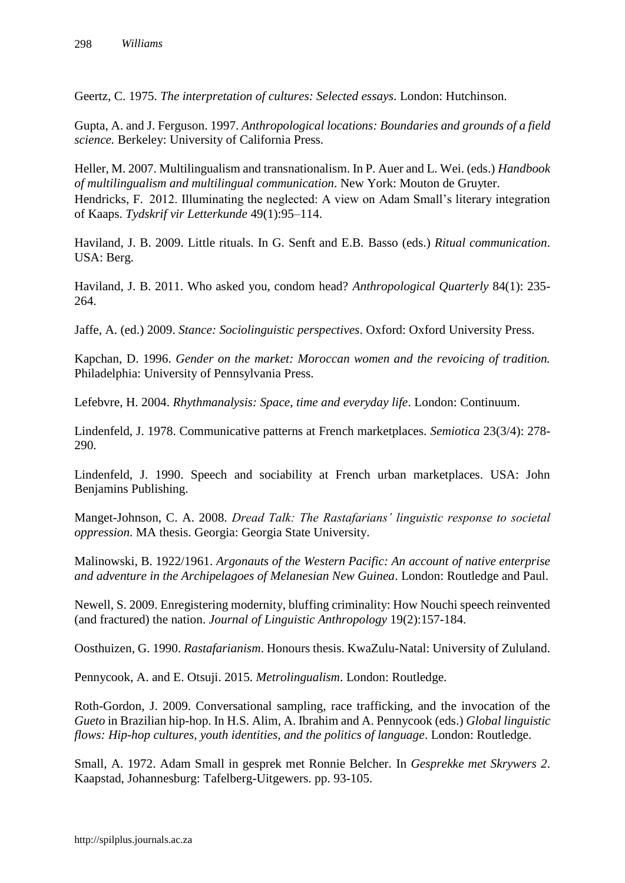Geertz, C. 1975. *The interpretation of cultures: Selected essays*. London: Hutchinson.

Gupta, A. and J. Ferguson. 1997. *Anthropological locations: Boundaries and grounds of a field science.* Berkeley: University of California Press.

Heller, M. 2007. Multilingualism and transnationalism. In P. Auer and L. Wei. (eds.) *Handbook of multilingualism and multilingual communication*. New York: Mouton de Gruyter.

Hendricks, F. 2012. Illuminating the neglected: A view on Adam Small's literary integration of Kaaps. *Tydskrif vir Letterkunde* 49(1):95–114.

Haviland, J. B. 2009. Little rituals. In G. Senft and E.B. Basso (eds.) *Ritual communication*. USA: Berg.

Haviland, J. B. 2011. Who asked you, condom head? *Anthropological Quarterly* 84(1): 235-264.

Jaffe, A. (ed.) 2009. *Stance: Sociolinguistic perspectives*. Oxford: Oxford University Press.

Kapchan, D. 1996. *Gender on the market: Moroccan women and the revoicing of tradition.* Philadelphia: University of Pennsylvania Press.

Lefebvre, H. 2004. *Rhythmanalysis: Space, time and everyday life*. London: Continuum.

Lindenfeld, J. 1978. Communicative patterns at French marketplaces. *Semiotica* 23(3/4): 278-290.

Lindenfeld, J. 1990. Speech and sociability at French urban marketplaces. USA: John Benjamins Publishing.

Manget-Johnson, C. A. 2008. *Dread Talk: The Rastafarians' linguistic response to societal oppression*. MA thesis. Georgia: Georgia State University.

Malinowski, B. 1922/1961. *Argonauts of the Western Pacific: An account of native enterprise and adventure in the Archipelagoes of Melanesian New Guinea*. London: Routledge and Paul.

Newell, S. 2009. Enregistering modernity, bluffing criminality: How Nouchi speech reinvented (and fractured) the nation. *Journal of Linguistic Anthropology* 19(2):157-184.

Oosthuizen, G. 1990. *Rastafarianism*. Honours thesis. KwaZulu-Natal: University of Zululand.

Pennycook, A. and E. Otsuji. 2015. *Metrolingualism*. London: Routledge.

Roth-Gordon, J. 2009. Conversational sampling, race trafficking, and the invocation of the *Gueto* in Brazilian hip-hop. In H.S. Alim, A. Ibrahim and A. Pennycook (eds.) *Global linguistic flows: Hip-hop cultures, youth identities, and the politics of language*. London: Routledge.

Small, A. 1972. Adam Small in gesprek met Ronnie Belcher. In *Gesprekke met Skrywers 2*. Kaapstad, Johannesburg: Tafelberg-Uitgewers. pp. 93-105.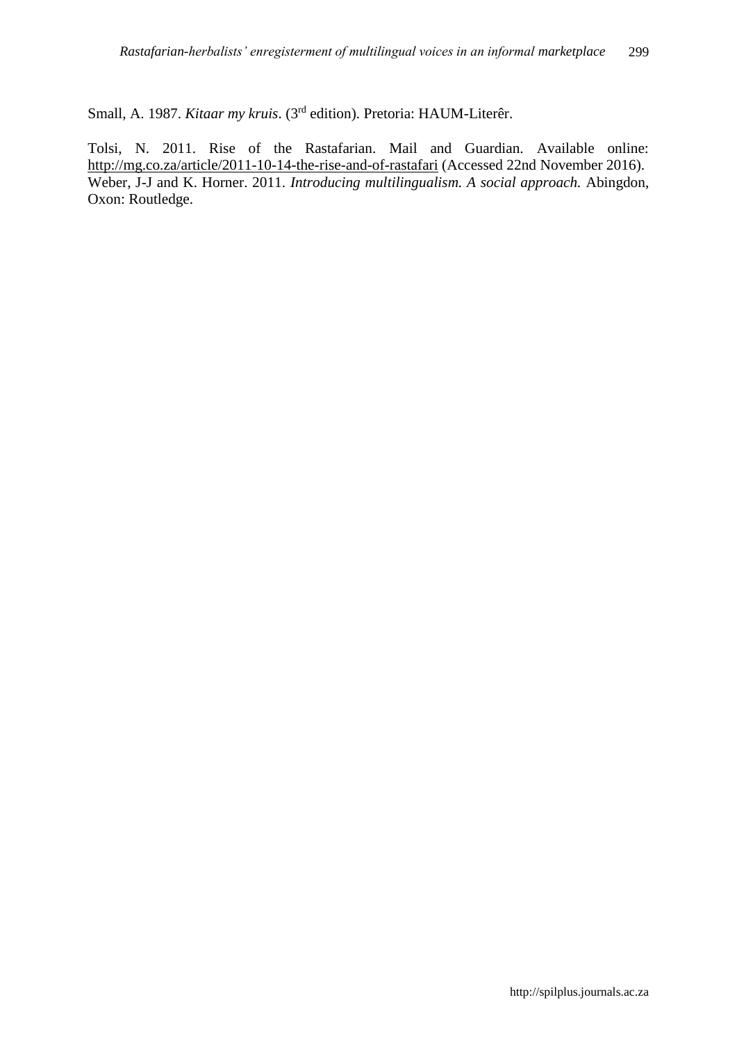Small, A. 1987. *Kitaar my kruis*. (3rd edition). Pretoria: HAUM-Literêr.

Tolsi, N. 2011. Rise of the Rastafarian. Mail and Guardian. Available online: http://mg.co.za/article/2011-10-14-the-rise-and-of-rastafari (Accessed 22nd November 2016).

Weber, J-J and K. Horner. 2011. *Introducing multilingualism. A social approach.* Abingdon, Oxon: Routledge.